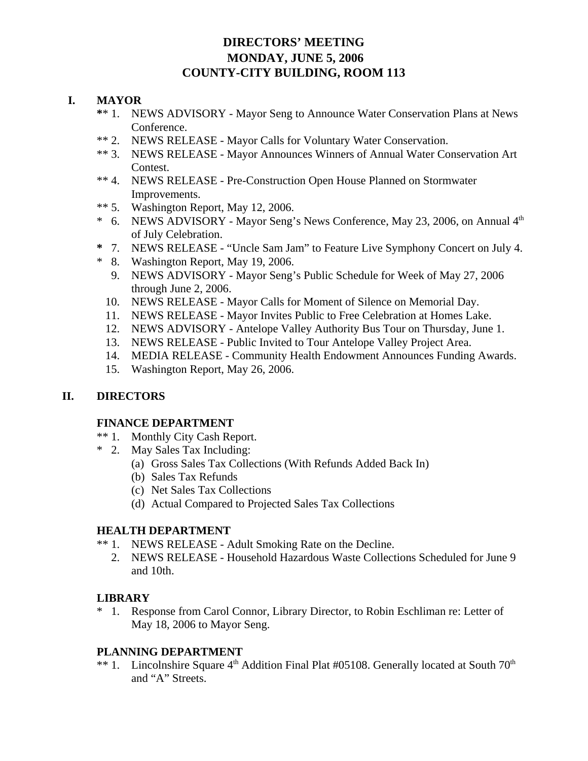# DIRECTORS' MEETING
# MONDAY, JUNE 5, 2006
# COUNTY-CITY BUILDING, ROOM 113

## I. MAYOR

** 1. NEWS ADVISORY - Mayor Seng to Announce Water Conservation Plans at News Conference.
** 2. NEWS RELEASE - Mayor Calls for Voluntary Water Conservation.
** 3. NEWS RELEASE - Mayor Announces Winners of Annual Water Conservation Art Contest.
** 4. NEWS RELEASE - Pre-Construction Open House Planned on Stormwater Improvements.
** 5. Washington Report, May 12, 2006.
* 6. NEWS ADVISORY - Mayor Seng's News Conference, May 23, 2006, on Annual 4th of July Celebration.
* 7. NEWS RELEASE - "Uncle Sam Jam" to Feature Live Symphony Concert on July 4.
* 8. Washington Report, May 19, 2006.
9. NEWS ADVISORY - Mayor Seng's Public Schedule for Week of May 27, 2006 through June 2, 2006.
10. NEWS RELEASE - Mayor Calls for Moment of Silence on Memorial Day.
11. NEWS RELEASE - Mayor Invites Public to Free Celebration at Homes Lake.
12. NEWS ADVISORY - Antelope Valley Authority Bus Tour on Thursday, June 1.
13. NEWS RELEASE - Public Invited to Tour Antelope Valley Project Area.
14. MEDIA RELEASE - Community Health Endowment Announces Funding Awards.
15. Washington Report, May 26, 2006.

## II. DIRECTORS

### FINANCE DEPARTMENT

** 1. Monthly City Cash Report.
* 2. May Sales Tax Including:
   (a) Gross Sales Tax Collections (With Refunds Added Back In)
   (b) Sales Tax Refunds
   (c) Net Sales Tax Collections
   (d) Actual Compared to Projected Sales Tax Collections

### HEALTH DEPARTMENT

** 1. NEWS RELEASE - Adult Smoking Rate on the Decline.
2. NEWS RELEASE - Household Hazardous Waste Collections Scheduled for June 9 and 10th.

### LIBRARY

* 1. Response from Carol Connor, Library Director, to Robin Eschliman re: Letter of May 18, 2006 to Mayor Seng.

### PLANNING DEPARTMENT

** 1. Lincolnshire Square 4th Addition Final Plat #05108. Generally located at South 70th and "A" Streets.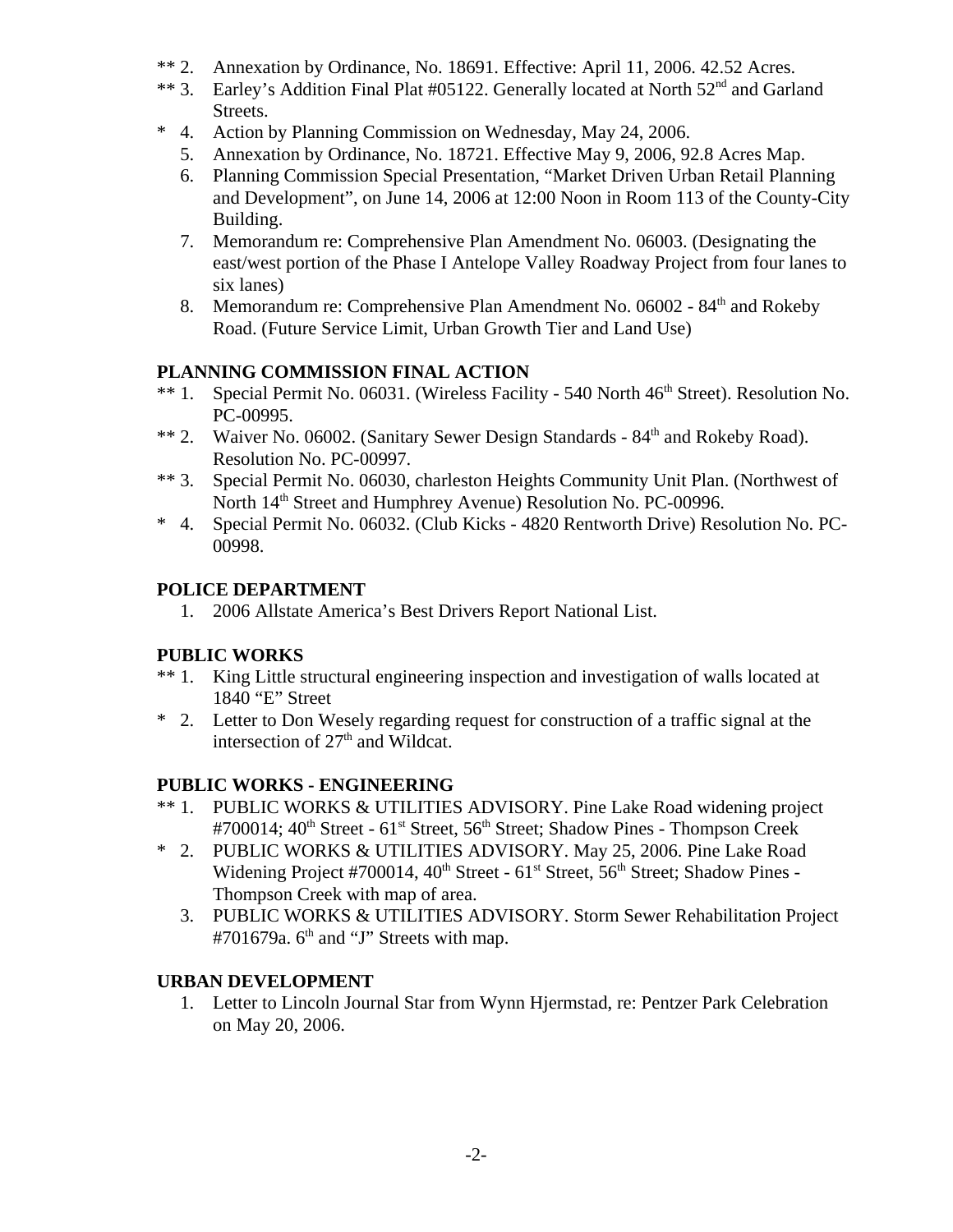** 2. Annexation by Ordinance, No. 18691. Effective: April 11, 2006. 42.52 Acres.
** 3. Earley's Addition Final Plat #05122. Generally located at North 52nd and Garland Streets.
* 4. Action by Planning Commission on Wednesday, May 24, 2006.
5. Annexation by Ordinance, No. 18721. Effective May 9, 2006, 92.8 Acres Map.
6. Planning Commission Special Presentation, "Market Driven Urban Retail Planning and Development", on June 14, 2006 at 12:00 Noon in Room 113 of the County-City Building.
7. Memorandum re: Comprehensive Plan Amendment No. 06003. (Designating the east/west portion of the Phase I Antelope Valley Roadway Project from four lanes to six lanes)
8. Memorandum re: Comprehensive Plan Amendment No. 06002 - 84th and Rokeby Road. (Future Service Limit, Urban Growth Tier and Land Use)

**PLANNING COMMISSION FINAL ACTION**

** 1. Special Permit No. 06031. (Wireless Facility - 540 North 46th Street). Resolution No. PC-00995.
** 2. Waiver No. 06002. (Sanitary Sewer Design Standards - 84th and Rokeby Road). Resolution No. PC-00997.
** 3. Special Permit No. 06030, charleston Heights Community Unit Plan. (Northwest of North 14th Street and Humphrey Avenue) Resolution No. PC-00996.
* 4. Special Permit No. 06032. (Club Kicks - 4820 Rentworth Drive) Resolution No. PC-00998.

**POLICE DEPARTMENT**

1. 2006 Allstate America's Best Drivers Report National List.

**PUBLIC WORKS**

** 1. King Little structural engineering inspection and investigation of walls located at 1840 "E" Street
* 2. Letter to Don Wesely regarding request for construction of a traffic signal at the intersection of 27th and Wildcat.

**PUBLIC WORKS - ENGINEERING**

** 1. PUBLIC WORKS & UTILITIES ADVISORY. Pine Lake Road widening project #700014; 40th Street - 61st Street, 56th Street; Shadow Pines - Thompson Creek
* 2. PUBLIC WORKS & UTILITIES ADVISORY. May 25, 2006. Pine Lake Road Widening Project #700014, 40th Street - 61st Street, 56th Street; Shadow Pines - Thompson Creek with map of area.
3. PUBLIC WORKS & UTILITIES ADVISORY. Storm Sewer Rehabilitation Project #701679a. 6th and "J" Streets with map.

**URBAN DEVELOPMENT**

1. Letter to Lincoln Journal Star from Wynn Hjermstad, re: Pentzer Park Celebration on May 20, 2006.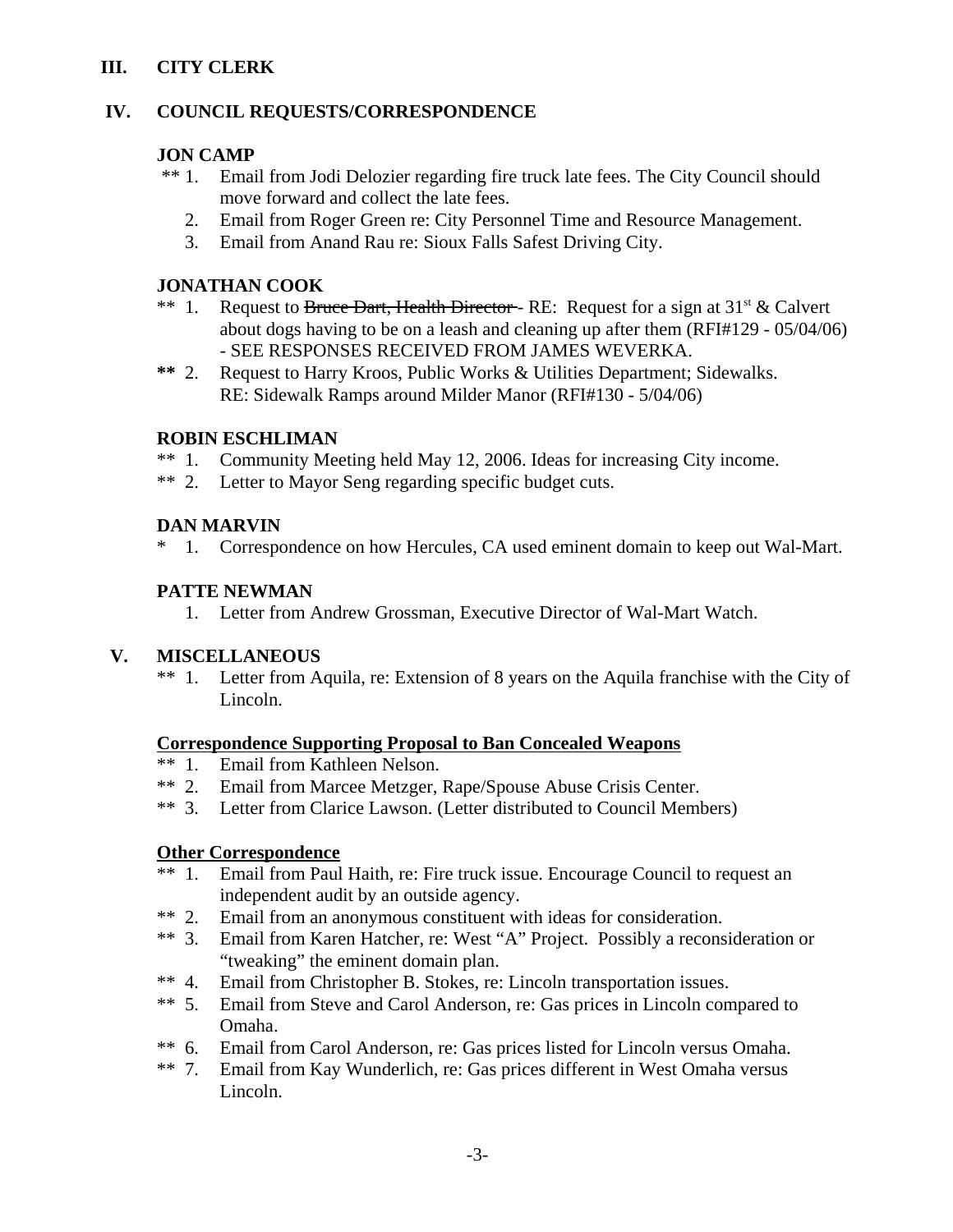## III. CITY CLERK

## IV. COUNCIL REQUESTS/CORRESPONDENCE

**JON CAMP**

** 1. Email from Jodi Delozier regarding fire truck late fees. The City Council should move forward and collect the late fees.

2. Email from Roger Green re: City Personnel Time and Resource Management.

3. Email from Anand Rau re: Sioux Falls Safest Driving City.

**JONATHAN COOK**

** 1. Request to ~~Bruce Dart, Health Director~~ - RE: Request for a sign at 31st & Calvert about dogs having to be on a leash and cleaning up after them (RFI#129 - 05/04/06) - SEE RESPONSES RECEIVED FROM JAMES WEVERKA.

** 2. Request to Harry Kroos, Public Works & Utilities Department; Sidewalks. RE: Sidewalk Ramps around Milder Manor (RFI#130 - 5/04/06)

**ROBIN ESCHLIMAN**

** 1. Community Meeting held May 12, 2006. Ideas for increasing City income.

** 2. Letter to Mayor Seng regarding specific budget cuts.

**DAN MARVIN**

* 1. Correspondence on how Hercules, CA used eminent domain to keep out Wal-Mart.

**PATTE NEWMAN**

1. Letter from Andrew Grossman, Executive Director of Wal-Mart Watch.

## V. MISCELLANEOUS

** 1. Letter from Aquila, re: Extension of 8 years on the Aquila franchise with the City of Lincoln.

**Correspondence Supporting Proposal to Ban Concealed Weapons**

** 1. Email from Kathleen Nelson.

** 2. Email from Marcee Metzger, Rape/Spouse Abuse Crisis Center.

** 3. Letter from Clarice Lawson. (Letter distributed to Council Members)

**Other Correspondence**

** 1. Email from Paul Haith, re: Fire truck issue. Encourage Council to request an independent audit by an outside agency.

** 2. Email from an anonymous constituent with ideas for consideration.

** 3. Email from Karen Hatcher, re: West "A" Project. Possibly a reconsideration or "tweaking" the eminent domain plan.

** 4. Email from Christopher B. Stokes, re: Lincoln transportation issues.

** 5. Email from Steve and Carol Anderson, re: Gas prices in Lincoln compared to Omaha.

** 6. Email from Carol Anderson, re: Gas prices listed for Lincoln versus Omaha.

** 7. Email from Kay Wunderlich, re: Gas prices different in West Omaha versus Lincoln.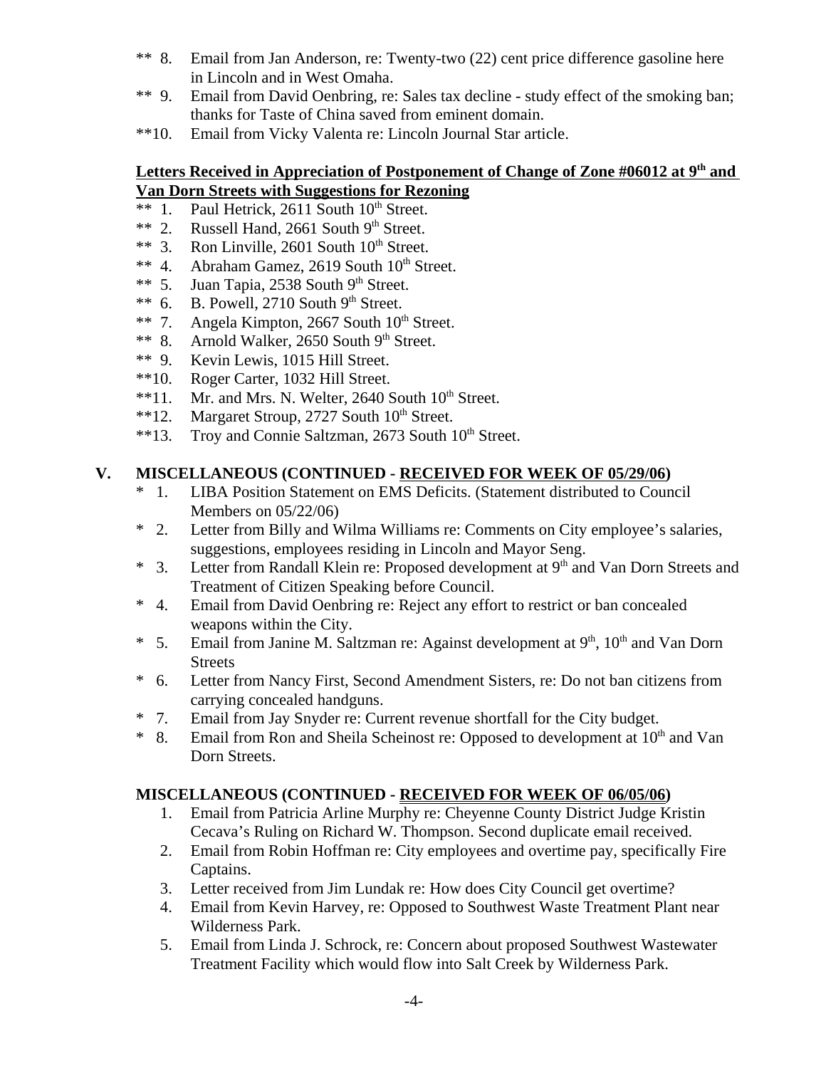** 8. Email from Jan Anderson, re: Twenty-two (22) cent price difference gasoline here in Lincoln and in West Omaha.

** 9. Email from David Oenbring, re: Sales tax decline - study effect of the smoking ban; thanks for Taste of China saved from eminent domain.

**10. Email from Vicky Valenta re: Lincoln Journal Star article.

**Letters Received in Appreciation of Postponement of Change of Zone #06012 at 9th and Van Dorn Streets with Suggestions for Rezoning**

** 1. Paul Hetrick, 2611 South 10th Street.

** 2. Russell Hand, 2661 South 9th Street.

** 3. Ron Linville, 2601 South 10th Street.

** 4. Abraham Gamez, 2619 South 10th Street.

** 5. Juan Tapia, 2538 South 9th Street.

** 6. B. Powell, 2710 South 9th Street.

** 7. Angela Kimpton, 2667 South 10th Street.

** 8. Arnold Walker, 2650 South 9th Street.

** 9. Kevin Lewis, 1015 Hill Street.

**10. Roger Carter, 1032 Hill Street.

**11. Mr. and Mrs. N. Welter, 2640 South 10th Street.

**12. Margaret Stroup, 2727 South 10th Street.

**13. Troy and Connie Saltzman, 2673 South 10th Street.

## V. MISCELLANEOUS (CONTINUED - RECEIVED FOR WEEK OF 05/29/06)

* 1. LIBA Position Statement on EMS Deficits. (Statement distributed to Council Members on 05/22/06)

* 2. Letter from Billy and Wilma Williams re: Comments on City employee's salaries, suggestions, employees residing in Lincoln and Mayor Seng.

* 3. Letter from Randall Klein re: Proposed development at 9th and Van Dorn Streets and Treatment of Citizen Speaking before Council.

* 4. Email from David Oenbring re: Reject any effort to restrict or ban concealed weapons within the City.

* 5. Email from Janine M. Saltzman re: Against development at 9th, 10th and Van Dorn Streets

* 6. Letter from Nancy First, Second Amendment Sisters, re: Do not ban citizens from carrying concealed handguns.

* 7. Email from Jay Snyder re: Current revenue shortfall for the City budget.

* 8. Email from Ron and Sheila Scheinost re: Opposed to development at 10th and Van Dorn Streets.

**MISCELLANEOUS (CONTINUED - RECEIVED FOR WEEK OF 06/05/06)**

1. Email from Patricia Arline Murphy re: Cheyenne County District Judge Kristin Cecava's Ruling on Richard W. Thompson. Second duplicate email received.
2. Email from Robin Hoffman re: City employees and overtime pay, specifically Fire Captains.
3. Letter received from Jim Lundak re: How does City Council get overtime?
4. Email from Kevin Harvey, re: Opposed to Southwest Waste Treatment Plant near Wilderness Park.
5. Email from Linda J. Schrock, re: Concern about proposed Southwest Wastewater Treatment Facility which would flow into Salt Creek by Wilderness Park.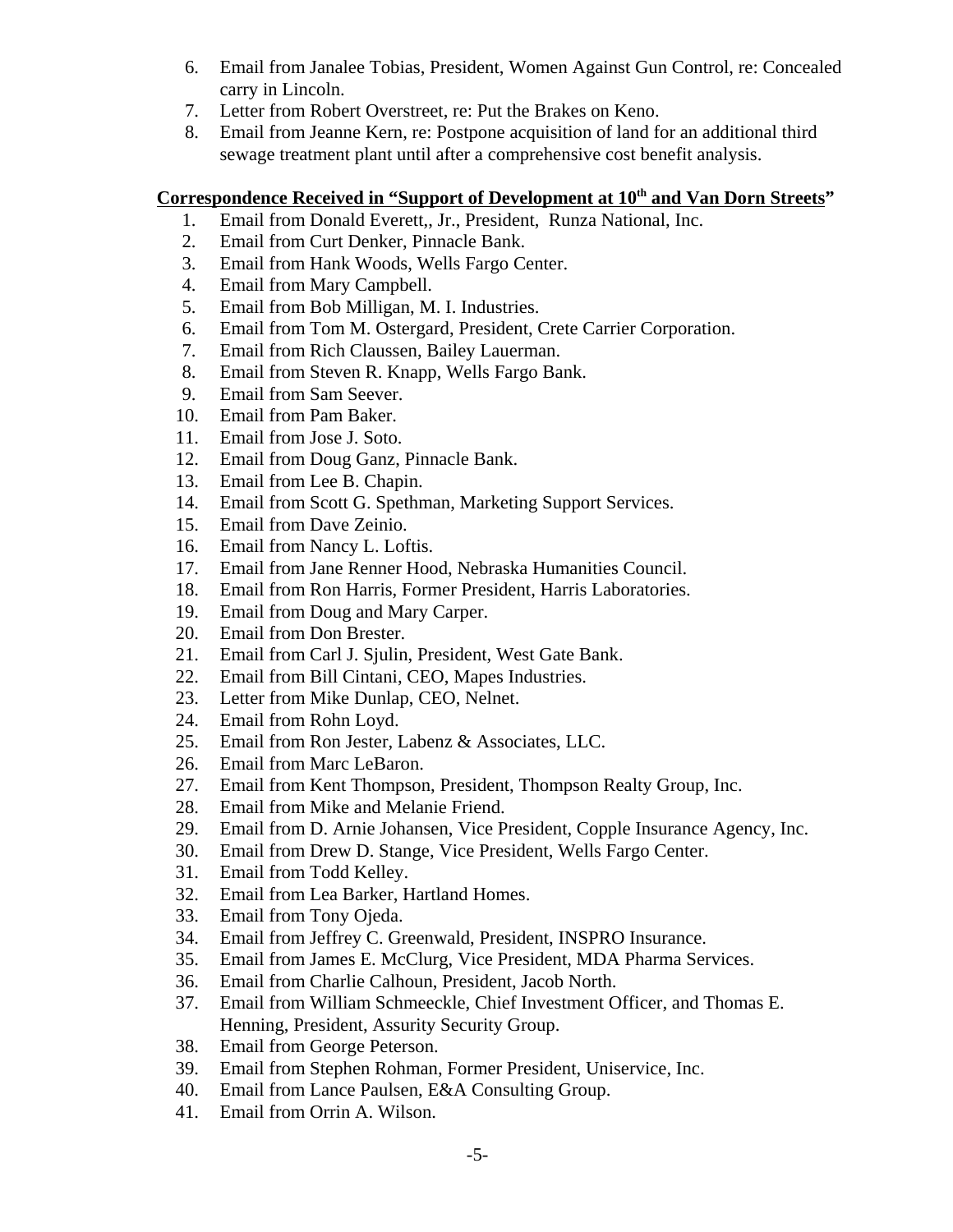6. Email from Janalee Tobias, President, Women Against Gun Control, re: Concealed carry in Lincoln.
7. Letter from Robert Overstreet, re: Put the Brakes on Keno.
8. Email from Jeanne Kern, re: Postpone acquisition of land for an additional third sewage treatment plant until after a comprehensive cost benefit analysis.

**Correspondence Received in "Support of Development at 10th and Van Dorn Streets"**

1. Email from Donald Everett,, Jr., President, Runza National, Inc.
2. Email from Curt Denker, Pinnacle Bank.
3. Email from Hank Woods, Wells Fargo Center.
4. Email from Mary Campbell.
5. Email from Bob Milligan, M. I. Industries.
6. Email from Tom M. Ostergard, President, Crete Carrier Corporation.
7. Email from Rich Claussen, Bailey Lauerman.
8. Email from Steven R. Knapp, Wells Fargo Bank.
9. Email from Sam Seever.
10. Email from Pam Baker.
11. Email from Jose J. Soto.
12. Email from Doug Ganz, Pinnacle Bank.
13. Email from Lee B. Chapin.
14. Email from Scott G. Spethman, Marketing Support Services.
15. Email from Dave Zeinio.
16. Email from Nancy L. Loftis.
17. Email from Jane Renner Hood, Nebraska Humanities Council.
18. Email from Ron Harris, Former President, Harris Laboratories.
19. Email from Doug and Mary Carper.
20. Email from Don Brester.
21. Email from Carl J. Sjulin, President, West Gate Bank.
22. Email from Bill Cintani, CEO, Mapes Industries.
23. Letter from Mike Dunlap, CEO, Nelnet.
24. Email from Rohn Loyd.
25. Email from Ron Jester, Labenz & Associates, LLC.
26. Email from Marc LeBaron.
27. Email from Kent Thompson, President, Thompson Realty Group, Inc.
28. Email from Mike and Melanie Friend.
29. Email from D. Arnie Johansen, Vice President, Copple Insurance Agency, Inc.
30. Email from Drew D. Stange, Vice President, Wells Fargo Center.
31. Email from Todd Kelley.
32. Email from Lea Barker, Hartland Homes.
33. Email from Tony Ojeda.
34. Email from Jeffrey C. Greenwald, President, INSPRO Insurance.
35. Email from James E. McClurg, Vice President, MDA Pharma Services.
36. Email from Charlie Calhoun, President, Jacob North.
37. Email from William Schmeeckle, Chief Investment Officer, and Thomas E. Henning, President, Assurity Security Group.
38. Email from George Peterson.
39. Email from Stephen Rohman, Former President, Uniservice, Inc.
40. Email from Lance Paulsen, E&A Consulting Group.
41. Email from Orrin A. Wilson.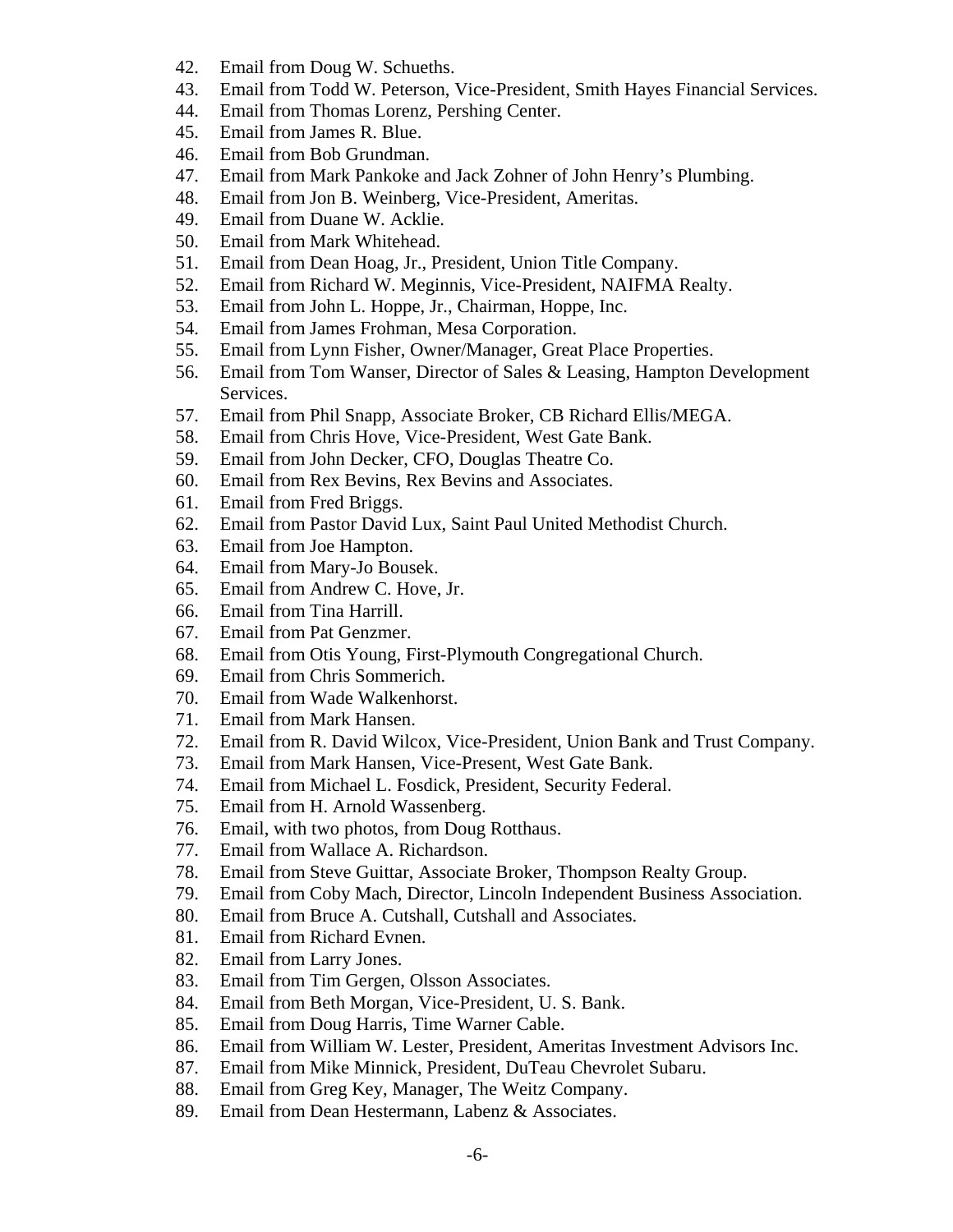42. Email from Doug W. Schueths.
43. Email from Todd W. Peterson, Vice-President, Smith Hayes Financial Services.
44. Email from Thomas Lorenz, Pershing Center.
45. Email from James R. Blue.
46. Email from Bob Grundman.
47. Email from Mark Pankoke and Jack Zohner of John Henry's Plumbing.
48. Email from Jon B. Weinberg, Vice-President, Ameritas.
49. Email from Duane W. Acklie.
50. Email from Mark Whitehead.
51. Email from Dean Hoag, Jr., President, Union Title Company.
52. Email from Richard W. Meginnis, Vice-President, NAIFMA Realty.
53. Email from John L. Hoppe, Jr., Chairman, Hoppe, Inc.
54. Email from James Frohman, Mesa Corporation.
55. Email from Lynn Fisher, Owner/Manager, Great Place Properties.
56. Email from Tom Wanser, Director of Sales & Leasing, Hampton Development Services.
57. Email from Phil Snapp, Associate Broker, CB Richard Ellis/MEGA.
58. Email from Chris Hove, Vice-President, West Gate Bank.
59. Email from John Decker, CFO, Douglas Theatre Co.
60. Email from Rex Bevins, Rex Bevins and Associates.
61. Email from Fred Briggs.
62. Email from Pastor David Lux, Saint Paul United Methodist Church.
63. Email from Joe Hampton.
64. Email from Mary-Jo Bousek.
65. Email from Andrew C. Hove, Jr.
66. Email from Tina Harrill.
67. Email from Pat Genzmer.
68. Email from Otis Young, First-Plymouth Congregational Church.
69. Email from Chris Sommerich.
70. Email from Wade Walkenhorst.
71. Email from Mark Hansen.
72. Email from R. David Wilcox, Vice-President, Union Bank and Trust Company.
73. Email from Mark Hansen, Vice-Present, West Gate Bank.
74. Email from Michael L. Fosdick, President, Security Federal.
75. Email from H. Arnold Wassenberg.
76. Email, with two photos, from Doug Rotthaus.
77. Email from Wallace A. Richardson.
78. Email from Steve Guittar, Associate Broker, Thompson Realty Group.
79. Email from Coby Mach, Director, Lincoln Independent Business Association.
80. Email from Bruce A. Cutshall, Cutshall and Associates.
81. Email from Richard Evnen.
82. Email from Larry Jones.
83. Email from Tim Gergen, Olsson Associates.
84. Email from Beth Morgan, Vice-President, U. S. Bank.
85. Email from Doug Harris, Time Warner Cable.
86. Email from William W. Lester, President, Ameritas Investment Advisors Inc.
87. Email from Mike Minnick, President, DuTeau Chevrolet Subaru.
88. Email from Greg Key, Manager, The Weitz Company.
89. Email from Dean Hestermann, Labenz & Associates.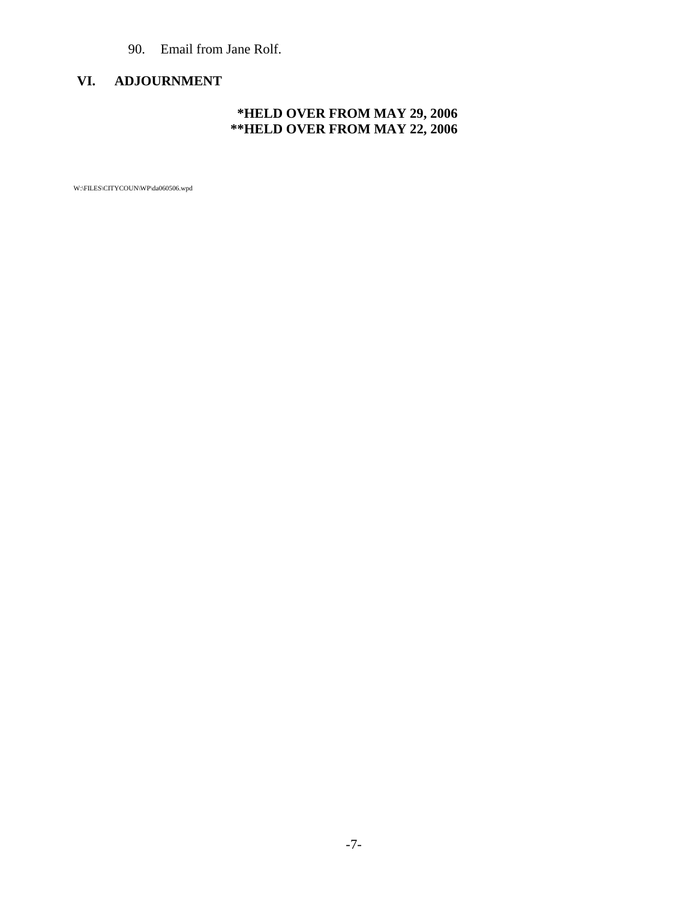90. Email from Jane Rolf.

## VI. ADJOURNMENT

**\*HELD OVER FROM MAY 29, 2006**
**\*\*HELD OVER FROM MAY 22, 2006**

W:\FILES\CITYCOUN\WP\da060506.wpd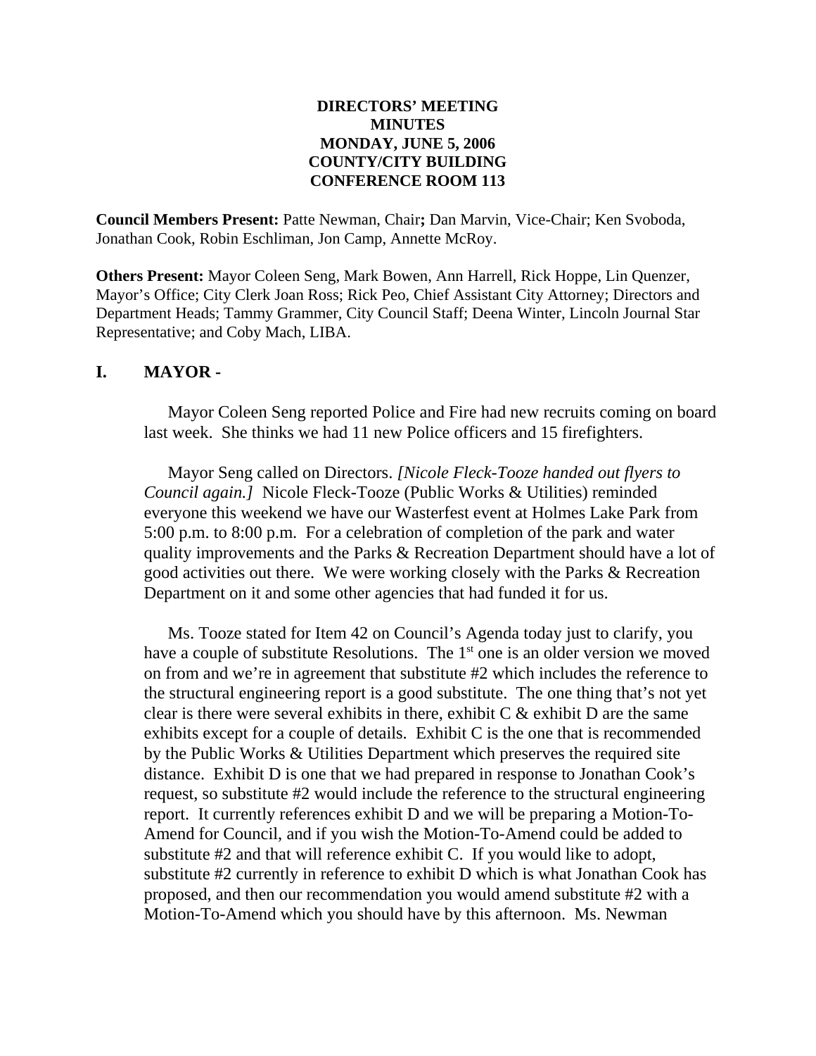**DIRECTORS' MEETING**
**MINUTES**
**MONDAY, JUNE 5, 2006**
**COUNTY/CITY BUILDING**
**CONFERENCE ROOM 113**

**Council Members Present:** Patte Newman, Chair**;** Dan Marvin, Vice-Chair; Ken Svoboda, Jonathan Cook, Robin Eschliman, Jon Camp, Annette McRoy.

**Others Present:** Mayor Coleen Seng, Mark Bowen, Ann Harrell, Rick Hoppe, Lin Quenzer, Mayor's Office; City Clerk Joan Ross; Rick Peo, Chief Assistant City Attorney; Directors and Department Heads; Tammy Grammer, City Council Staff; Deena Winter, Lincoln Journal Star Representative; and Coby Mach, LIBA.

## I. MAYOR -

Mayor Coleen Seng reported Police and Fire had new recruits coming on board last week. She thinks we had 11 new Police officers and 15 firefighters.

Mayor Seng called on Directors. *[Nicole Fleck-Tooze handed out flyers to Council again.]* Nicole Fleck-Tooze (Public Works & Utilities) reminded everyone this weekend we have our Wasterfest event at Holmes Lake Park from 5:00 p.m. to 8:00 p.m. For a celebration of completion of the park and water quality improvements and the Parks & Recreation Department should have a lot of good activities out there. We were working closely with the Parks & Recreation Department on it and some other agencies that had funded it for us.

Ms. Tooze stated for Item 42 on Council's Agenda today just to clarify, you have a couple of substitute Resolutions. The 1st one is an older version we moved on from and we're in agreement that substitute #2 which includes the reference to the structural engineering report is a good substitute. The one thing that's not yet clear is there were several exhibits in there, exhibit C & exhibit D are the same exhibits except for a couple of details. Exhibit C is the one that is recommended by the Public Works & Utilities Department which preserves the required site distance. Exhibit D is one that we had prepared in response to Jonathan Cook's request, so substitute #2 would include the reference to the structural engineering report. It currently references exhibit D and we will be preparing a Motion-To-Amend for Council, and if you wish the Motion-To-Amend could be added to substitute #2 and that will reference exhibit C. If you would like to adopt, substitute #2 currently in reference to exhibit D which is what Jonathan Cook has proposed, and then our recommendation you would amend substitute #2 with a Motion-To-Amend which you should have by this afternoon. Ms. Newman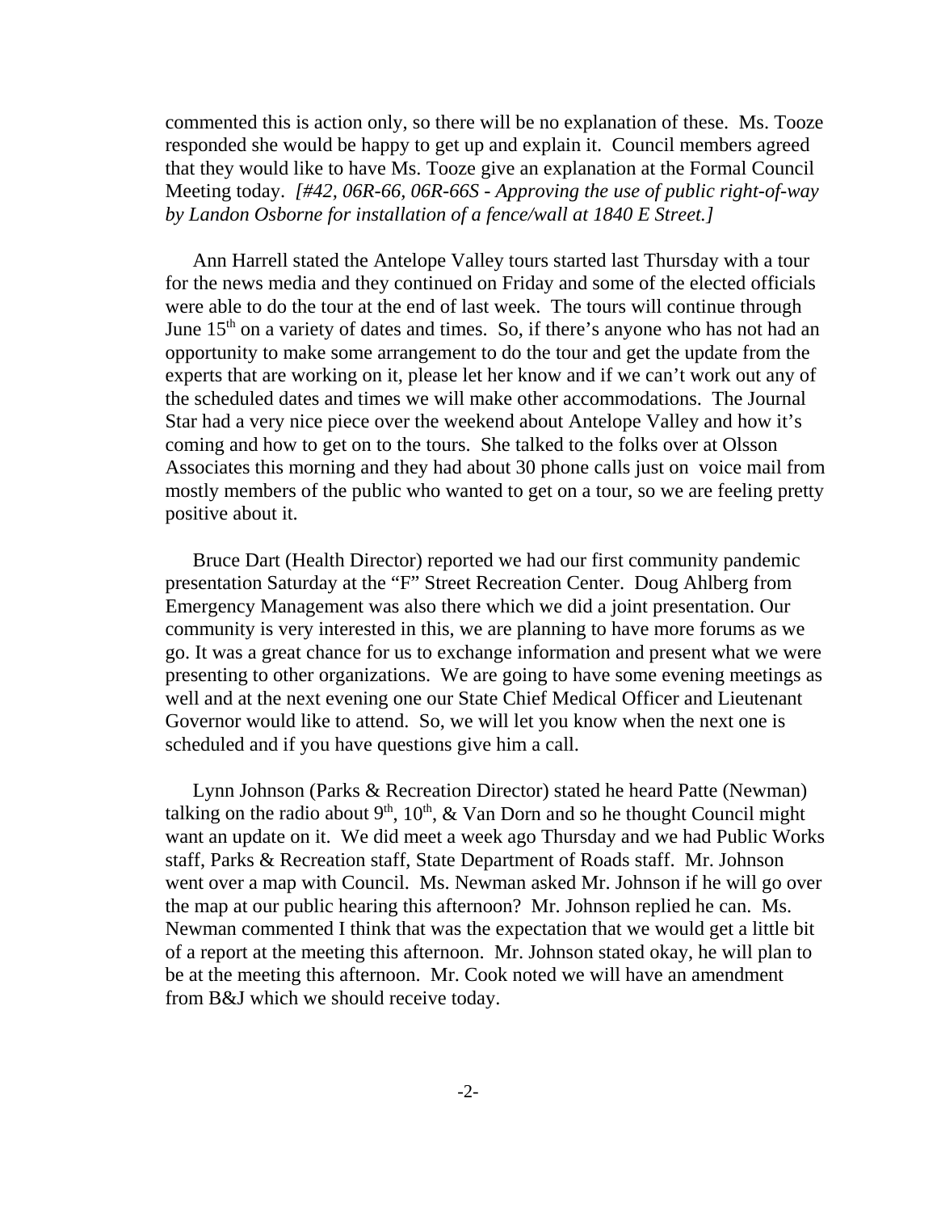commented this is action only, so there will be no explanation of these. Ms. Tooze responded she would be happy to get up and explain it. Council members agreed that they would like to have Ms. Tooze give an explanation at the Formal Council Meeting today. *[#42, 06R-66, 06R-66S - Approving the use of public right-of-way by Landon Osborne for installation of a fence/wall at 1840 E Street.]*

Ann Harrell stated the Antelope Valley tours started last Thursday with a tour for the news media and they continued on Friday and some of the elected officials were able to do the tour at the end of last week. The tours will continue through June 15th on a variety of dates and times. So, if there's anyone who has not had an opportunity to make some arrangement to do the tour and get the update from the experts that are working on it, please let her know and if we can't work out any of the scheduled dates and times we will make other accommodations. The Journal Star had a very nice piece over the weekend about Antelope Valley and how it's coming and how to get on to the tours. She talked to the folks over at Olsson Associates this morning and they had about 30 phone calls just on voice mail from mostly members of the public who wanted to get on a tour, so we are feeling pretty positive about it.

Bruce Dart (Health Director) reported we had our first community pandemic presentation Saturday at the "F" Street Recreation Center. Doug Ahlberg from Emergency Management was also there which we did a joint presentation. Our community is very interested in this, we are planning to have more forums as we go. It was a great chance for us to exchange information and present what we were presenting to other organizations. We are going to have some evening meetings as well and at the next evening one our State Chief Medical Officer and Lieutenant Governor would like to attend. So, we will let you know when the next one is scheduled and if you have questions give him a call.

Lynn Johnson (Parks & Recreation Director) stated he heard Patte (Newman) talking on the radio about 9th, 10th, & Van Dorn and so he thought Council might want an update on it. We did meet a week ago Thursday and we had Public Works staff, Parks & Recreation staff, State Department of Roads staff. Mr. Johnson went over a map with Council. Ms. Newman asked Mr. Johnson if he will go over the map at our public hearing this afternoon? Mr. Johnson replied he can. Ms. Newman commented I think that was the expectation that we would get a little bit of a report at the meeting this afternoon. Mr. Johnson stated okay, he will plan to be at the meeting this afternoon. Mr. Cook noted we will have an amendment from B&J which we should receive today.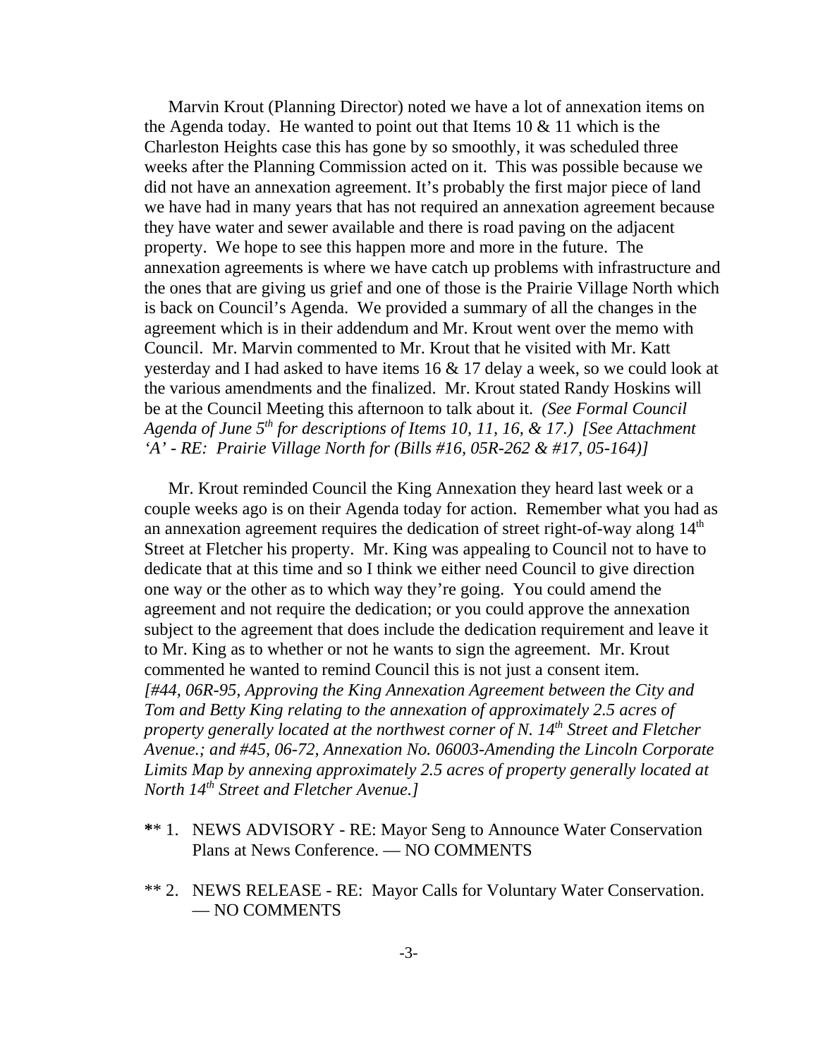Marvin Krout (Planning Director) noted we have a lot of annexation items on the Agenda today. He wanted to point out that Items 10 & 11 which is the Charleston Heights case this has gone by so smoothly, it was scheduled three weeks after the Planning Commission acted on it. This was possible because we did not have an annexation agreement. It's probably the first major piece of land we have had in many years that has not required an annexation agreement because they have water and sewer available and there is road paving on the adjacent property. We hope to see this happen more and more in the future. The annexation agreements is where we have catch up problems with infrastructure and the ones that are giving us grief and one of those is the Prairie Village North which is back on Council's Agenda. We provided a summary of all the changes in the agreement which is in their addendum and Mr. Krout went over the memo with Council. Mr. Marvin commented to Mr. Krout that he visited with Mr. Katt yesterday and I had asked to have items 16 & 17 delay a week, so we could look at the various amendments and the finalized. Mr. Krout stated Randy Hoskins will be at the Council Meeting this afternoon to talk about it. *(See Formal Council Agenda of June 5th for descriptions of Items 10, 11, 16, & 17.) [See Attachment 'A' - RE: Prairie Village North for (Bills #16, 05R-262 & #17, 05-164)]*

Mr. Krout reminded Council the King Annexation they heard last week or a couple weeks ago is on their Agenda today for action. Remember what you had as an annexation agreement requires the dedication of street right-of-way along 14th Street at Fletcher his property. Mr. King was appealing to Council not to have to dedicate that at this time and so I think we either need Council to give direction one way or the other as to which way they're going. You could amend the agreement and not require the dedication; or you could approve the annexation subject to the agreement that does include the dedication requirement and leave it to Mr. King as to whether or not he wants to sign the agreement. Mr. Krout commented he wanted to remind Council this is not just a consent item. *[#44, 06R-95, Approving the King Annexation Agreement between the City and Tom and Betty King relating to the annexation of approximately 2.5 acres of property generally located at the northwest corner of N. 14th Street and Fletcher Avenue.; and #45, 06-72, Annexation No. 06003-Amending the Lincoln Corporate Limits Map by annexing approximately 2.5 acres of property generally located at North 14th Street and Fletcher Avenue.]*

** 1. NEWS ADVISORY - RE: Mayor Seng to Announce Water Conservation Plans at News Conference. — NO COMMENTS

** 2. NEWS RELEASE - RE: Mayor Calls for Voluntary Water Conservation. — NO COMMENTS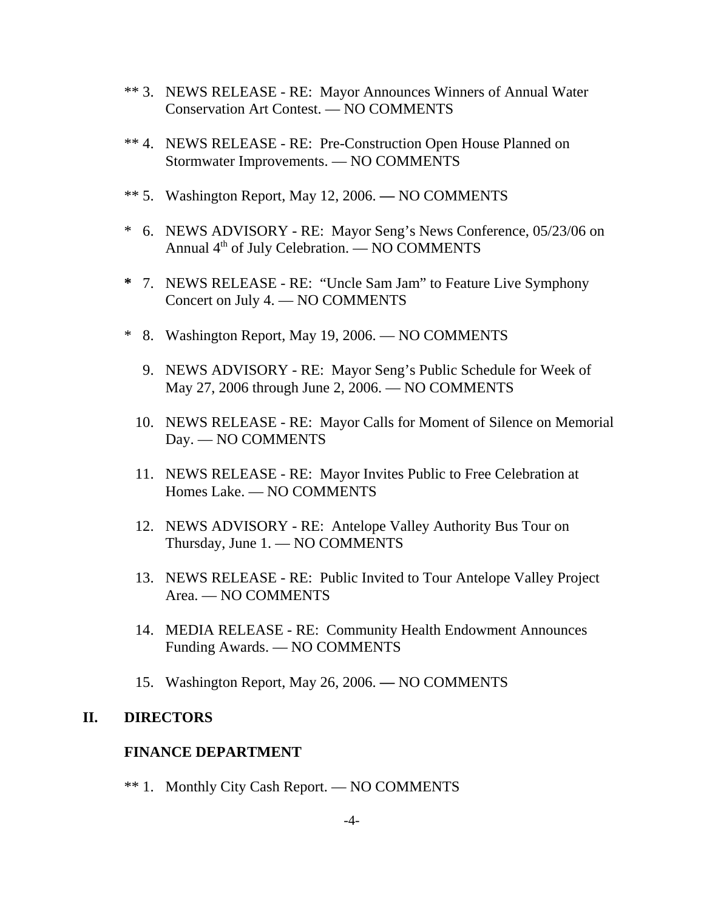** 3. NEWS RELEASE - RE: Mayor Announces Winners of Annual Water Conservation Art Contest. — NO COMMENTS

** 4. NEWS RELEASE - RE: Pre-Construction Open House Planned on Stormwater Improvements. — NO COMMENTS

** 5. Washington Report, May 12, 2006. — NO COMMENTS

* 6. NEWS ADVISORY - RE: Mayor Seng's News Conference, 05/23/06 on Annual 4th of July Celebration. — NO COMMENTS

* 7. NEWS RELEASE - RE: "Uncle Sam Jam" to Feature Live Symphony Concert on July 4. — NO COMMENTS

* 8. Washington Report, May 19, 2006. — NO COMMENTS

9. NEWS ADVISORY - RE: Mayor Seng's Public Schedule for Week of May 27, 2006 through June 2, 2006. — NO COMMENTS

10. NEWS RELEASE - RE: Mayor Calls for Moment of Silence on Memorial Day. — NO COMMENTS

11. NEWS RELEASE - RE: Mayor Invites Public to Free Celebration at Homes Lake. — NO COMMENTS

12. NEWS ADVISORY - RE: Antelope Valley Authority Bus Tour on Thursday, June 1. — NO COMMENTS

13. NEWS RELEASE - RE: Public Invited to Tour Antelope Valley Project Area. — NO COMMENTS

14. MEDIA RELEASE - RE: Community Health Endowment Announces Funding Awards. — NO COMMENTS

15. Washington Report, May 26, 2006. — NO COMMENTS

## II. DIRECTORS

### FINANCE DEPARTMENT

** 1. Monthly City Cash Report. — NO COMMENTS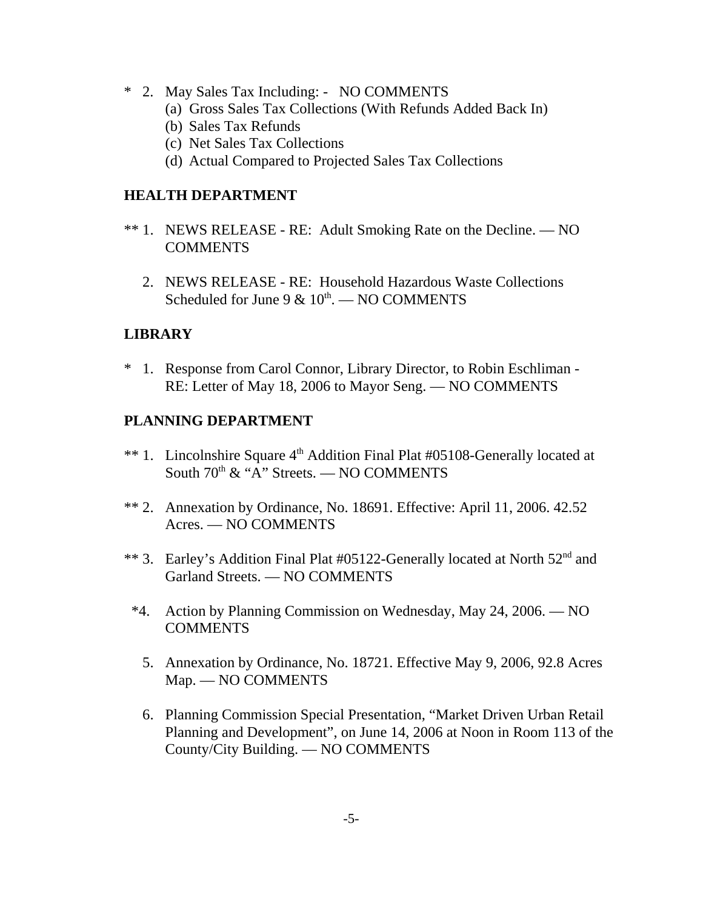\* 2. May Sales Tax Including: - NO COMMENTS

   (a) Gross Sales Tax Collections (With Refunds Added Back In)
   (b) Sales Tax Refunds
   (c) Net Sales Tax Collections
   (d) Actual Compared to Projected Sales Tax Collections

**HEALTH DEPARTMENT**

** 1. NEWS RELEASE - RE: Adult Smoking Rate on the Decline. — NO COMMENTS

2. NEWS RELEASE - RE: Household Hazardous Waste Collections Scheduled for June 9 & 10th. — NO COMMENTS

**LIBRARY**

\* 1. Response from Carol Connor, Library Director, to Robin Eschliman - RE: Letter of May 18, 2006 to Mayor Seng. — NO COMMENTS

**PLANNING DEPARTMENT**

** 1. Lincolnshire Square 4th Addition Final Plat #05108-Generally located at South 70th & "A" Streets. — NO COMMENTS

** 2. Annexation by Ordinance, No. 18691. Effective: April 11, 2006. 42.52 Acres. — NO COMMENTS

** 3. Earley's Addition Final Plat #05122-Generally located at North 52nd and Garland Streets. — NO COMMENTS

*4. Action by Planning Commission on Wednesday, May 24, 2006. — NO COMMENTS

5. Annexation by Ordinance, No. 18721. Effective May 9, 2006, 92.8 Acres Map. — NO COMMENTS

6. Planning Commission Special Presentation, "Market Driven Urban Retail Planning and Development", on June 14, 2006 at Noon in Room 113 of the County/City Building. — NO COMMENTS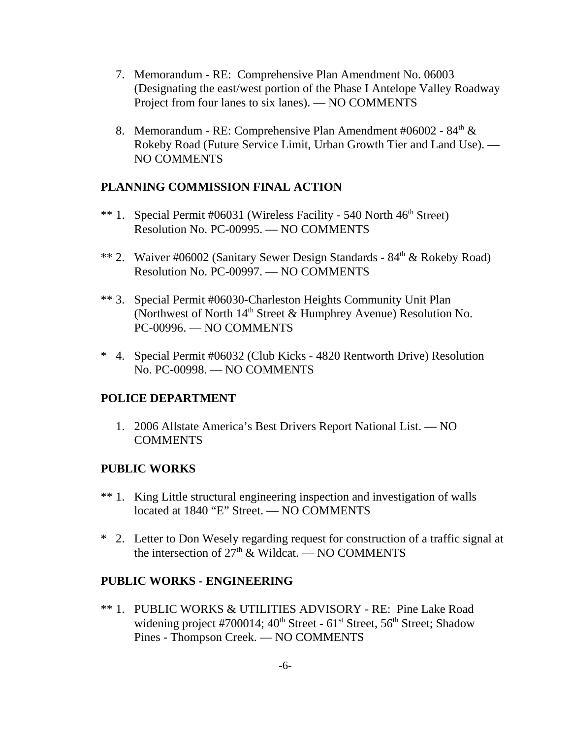7. Memorandum - RE: Comprehensive Plan Amendment No. 06003 (Designating the east/west portion of the Phase I Antelope Valley Roadway Project from four lanes to six lanes). — NO COMMENTS

8. Memorandum - RE: Comprehensive Plan Amendment #06002 - 84th & Rokeby Road (Future Service Limit, Urban Growth Tier and Land Use). — NO COMMENTS

**PLANNING COMMISSION FINAL ACTION**

** 1. Special Permit #06031 (Wireless Facility - 540 North 46th Street) Resolution No. PC-00995. — NO COMMENTS

** 2. Waiver #06002 (Sanitary Sewer Design Standards - 84th & Rokeby Road) Resolution No. PC-00997. — NO COMMENTS

** 3. Special Permit #06030-Charleston Heights Community Unit Plan (Northwest of North 14th Street & Humphrey Avenue) Resolution No. PC-00996. — NO COMMENTS

* 4. Special Permit #06032 (Club Kicks - 4820 Rentworth Drive) Resolution No. PC-00998. — NO COMMENTS

**POLICE DEPARTMENT**

1. 2006 Allstate America's Best Drivers Report National List. — NO COMMENTS

**PUBLIC WORKS**

** 1. King Little structural engineering inspection and investigation of walls located at 1840 "E" Street. — NO COMMENTS

* 2. Letter to Don Wesely regarding request for construction of a traffic signal at the intersection of 27th & Wildcat. — NO COMMENTS

**PUBLIC WORKS - ENGINEERING**

** 1. PUBLIC WORKS & UTILITIES ADVISORY - RE: Pine Lake Road widening project #700014; 40th Street - 61st Street, 56th Street; Shadow Pines - Thompson Creek. — NO COMMENTS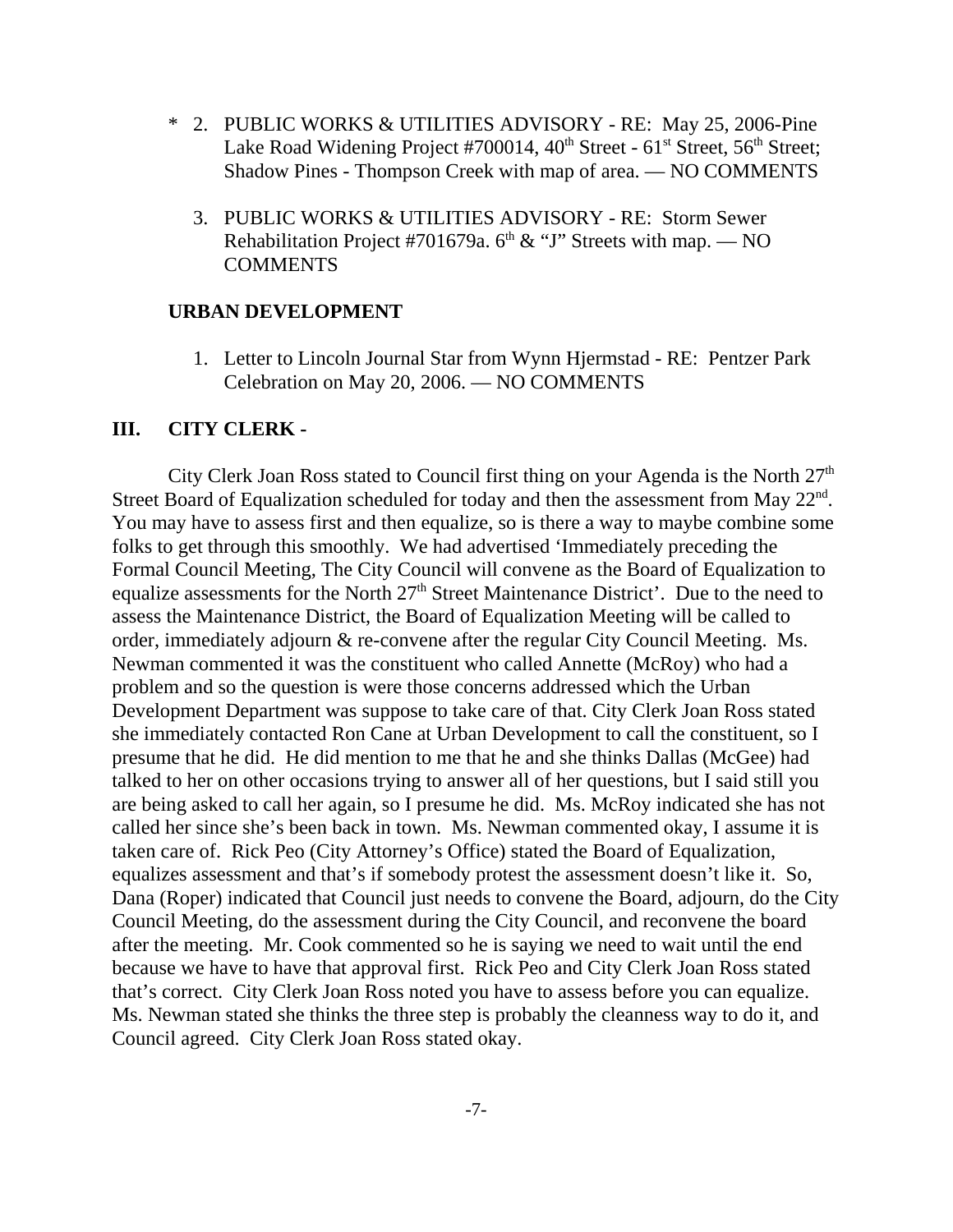* 2. PUBLIC WORKS & UTILITIES ADVISORY - RE: May 25, 2006-Pine Lake Road Widening Project #700014, 40th Street - 61st Street, 56th Street; Shadow Pines - Thompson Creek with map of area. — NO COMMENTS

3. PUBLIC WORKS & UTILITIES ADVISORY - RE: Storm Sewer Rehabilitation Project #701679a. 6th & "J" Streets with map. — NO COMMENTS

**URBAN DEVELOPMENT**

1. Letter to Lincoln Journal Star from Wynn Hjermstad - RE: Pentzer Park Celebration on May 20, 2006. — NO COMMENTS

## III. CITY CLERK -

City Clerk Joan Ross stated to Council first thing on your Agenda is the North 27th Street Board of Equalization scheduled for today and then the assessment from May 22nd. You may have to assess first and then equalize, so is there a way to maybe combine some folks to get through this smoothly. We had advertised 'Immediately preceding the Formal Council Meeting, The City Council will convene as the Board of Equalization to equalize assessments for the North 27th Street Maintenance District'. Due to the need to assess the Maintenance District, the Board of Equalization Meeting will be called to order, immediately adjourn & re-convene after the regular City Council Meeting. Ms. Newman commented it was the constituent who called Annette (McRoy) who had a problem and so the question is were those concerns addressed which the Urban Development Department was suppose to take care of that. City Clerk Joan Ross stated she immediately contacted Ron Cane at Urban Development to call the constituent, so I presume that he did. He did mention to me that he and she thinks Dallas (McGee) had talked to her on other occasions trying to answer all of her questions, but I said still you are being asked to call her again, so I presume he did. Ms. McRoy indicated she has not called her since she's been back in town. Ms. Newman commented okay, I assume it is taken care of. Rick Peo (City Attorney's Office) stated the Board of Equalization, equalizes assessment and that's if somebody protest the assessment doesn't like it. So, Dana (Roper) indicated that Council just needs to convene the Board, adjourn, do the City Council Meeting, do the assessment during the City Council, and reconvene the board after the meeting. Mr. Cook commented so he is saying we need to wait until the end because we have to have that approval first. Rick Peo and City Clerk Joan Ross stated that's correct. City Clerk Joan Ross noted you have to assess before you can equalize. Ms. Newman stated she thinks the three step is probably the cleanness way to do it, and Council agreed. City Clerk Joan Ross stated okay.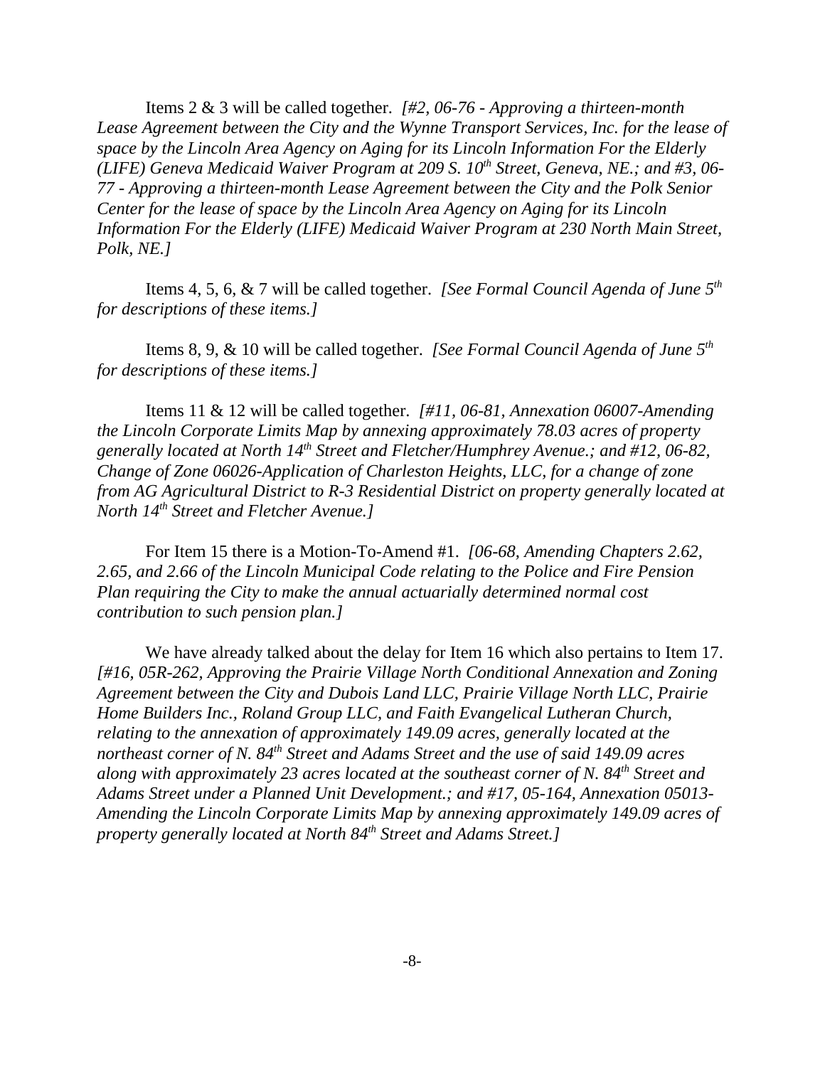Items 2 & 3 will be called together. *[#2, 06-76 - Approving a thirteen-month Lease Agreement between the City and the Wynne Transport Services, Inc. for the lease of space by the Lincoln Area Agency on Aging for its Lincoln Information For the Elderly (LIFE) Geneva Medicaid Waiver Program at 209 S. 10th Street, Geneva, NE.; and #3, 06-77 - Approving a thirteen-month Lease Agreement between the City and the Polk Senior Center for the lease of space by the Lincoln Area Agency on Aging for its Lincoln Information For the Elderly (LIFE) Medicaid Waiver Program at 230 North Main Street, Polk, NE.]*

Items 4, 5, 6, & 7 will be called together. *[See Formal Council Agenda of June 5th for descriptions of these items.]*

Items 8, 9, & 10 will be called together. *[See Formal Council Agenda of June 5th for descriptions of these items.]*

Items 11 & 12 will be called together. *[#11, 06-81, Annexation 06007-Amending the Lincoln Corporate Limits Map by annexing approximately 78.03 acres of property generally located at North 14th Street and Fletcher/Humphrey Avenue.; and #12, 06-82, Change of Zone 06026-Application of Charleston Heights, LLC, for a change of zone from AG Agricultural District to R-3 Residential District on property generally located at North 14th Street and Fletcher Avenue.]*

For Item 15 there is a Motion-To-Amend #1. *[06-68, Amending Chapters 2.62, 2.65, and 2.66 of the Lincoln Municipal Code relating to the Police and Fire Pension Plan requiring the City to make the annual actuarially determined normal cost contribution to such pension plan.]*

We have already talked about the delay for Item 16 which also pertains to Item 17. *[#16, 05R-262, Approving the Prairie Village North Conditional Annexation and Zoning Agreement between the City and Dubois Land LLC, Prairie Village North LLC, Prairie Home Builders Inc., Roland Group LLC, and Faith Evangelical Lutheran Church, relating to the annexation of approximately 149.09 acres, generally located at the northeast corner of N. 84th Street and Adams Street and the use of said 149.09 acres along with approximately 23 acres located at the southeast corner of N. 84th Street and Adams Street under a Planned Unit Development.; and #17, 05-164, Annexation 05013-Amending the Lincoln Corporate Limits Map by annexing approximately 149.09 acres of property generally located at North 84th Street and Adams Street.]*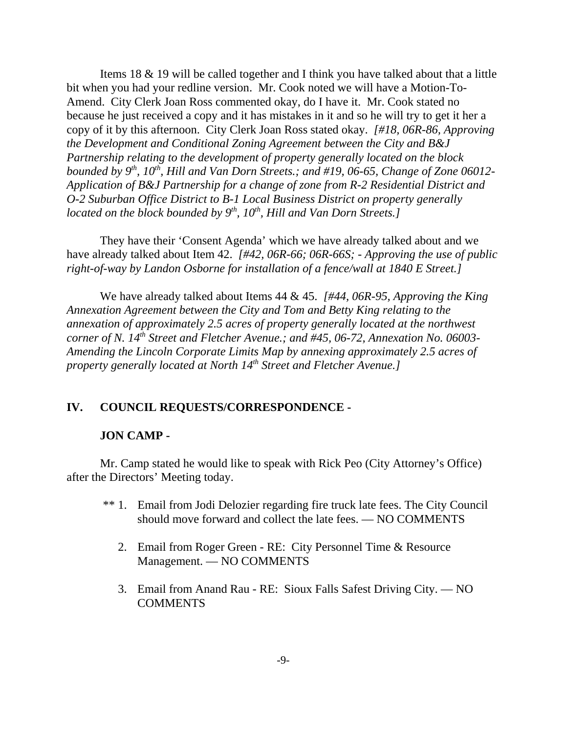Items 18 & 19 will be called together and I think you have talked about that a little bit when you had your redline version. Mr. Cook noted we will have a Motion-To-Amend. City Clerk Joan Ross commented okay, do I have it. Mr. Cook stated no because he just received a copy and it has mistakes in it and so he will try to get it her a copy of it by this afternoon. City Clerk Joan Ross stated okay. *[#18, 06R-86, Approving the Development and Conditional Zoning Agreement between the City and B&J Partnership relating to the development of property generally located on the block bounded by 9th, 10th, Hill and Van Dorn Streets.; and #19, 06-65, Change of Zone 06012-Application of B&J Partnership for a change of zone from R-2 Residential District and O-2 Suburban Office District to B-1 Local Business District on property generally located on the block bounded by 9th, 10th, Hill and Van Dorn Streets.]*

They have their 'Consent Agenda' which we have already talked about and we have already talked about Item 42. *[#42, 06R-66; 06R-66S; - Approving the use of public right-of-way by Landon Osborne for installation of a fence/wall at 1840 E Street.]*

We have already talked about Items 44 & 45. *[#44, 06R-95, Approving the King Annexation Agreement between the City and Tom and Betty King relating to the annexation of approximately 2.5 acres of property generally located at the northwest corner of N. 14th Street and Fletcher Avenue.; and #45, 06-72, Annexation No. 06003-Amending the Lincoln Corporate Limits Map by annexing approximately 2.5 acres of property generally located at North 14th Street and Fletcher Avenue.]*

## IV. COUNCIL REQUESTS/CORRESPONDENCE -

### JON CAMP -

Mr. Camp stated he would like to speak with Rick Peo (City Attorney's Office) after the Directors' Meeting today.

** 1. Email from Jodi Delozier regarding fire truck late fees. The City Council should move forward and collect the late fees. — NO COMMENTS

2. Email from Roger Green - RE: City Personnel Time & Resource Management. — NO COMMENTS

3. Email from Anand Rau - RE: Sioux Falls Safest Driving City. — NO COMMENTS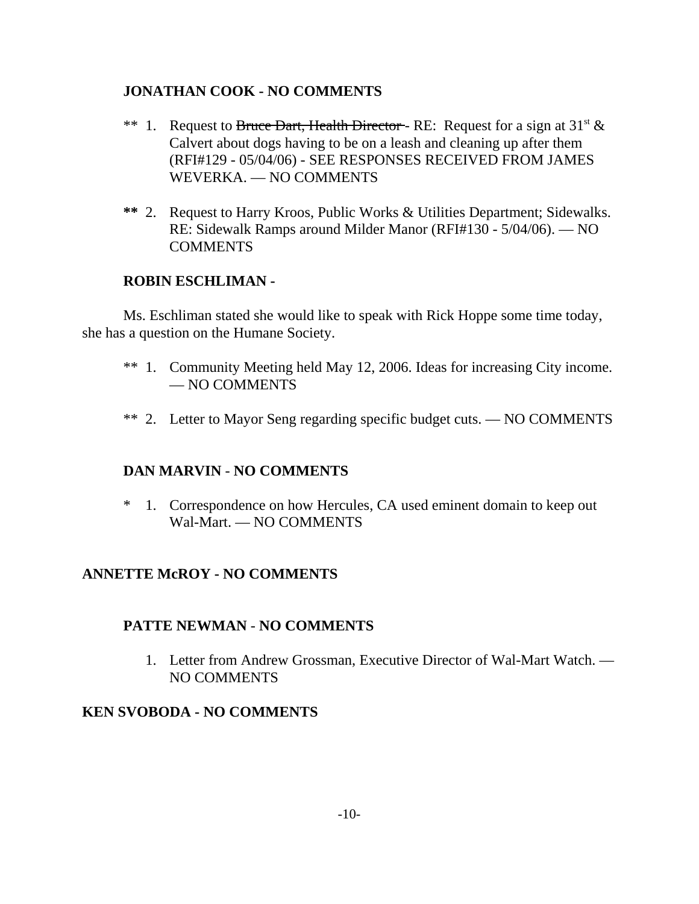**JONATHAN COOK - NO COMMENTS**

** 1. Request to ~~Bruce Dart, Health Director~~ - RE: Request for a sign at 31st & Calvert about dogs having to be on a leash and cleaning up after them (RFI#129 - 05/04/06) - SEE RESPONSES RECEIVED FROM JAMES WEVERKA. — NO COMMENTS

**** 2. Request to Harry Kroos, Public Works & Utilities Department; Sidewalks. RE: Sidewalk Ramps around Milder Manor (RFI#130 - 5/04/06). — NO COMMENTS

**ROBIN ESCHLIMAN -**

Ms. Eschliman stated she would like to speak with Rick Hoppe some time today, she has a question on the Humane Society.

** 1. Community Meeting held May 12, 2006. Ideas for increasing City income. — NO COMMENTS

** 2. Letter to Mayor Seng regarding specific budget cuts. — NO COMMENTS

**DAN MARVIN - NO COMMENTS**

* 1. Correspondence on how Hercules, CA used eminent domain to keep out Wal-Mart. — NO COMMENTS

**ANNETTE McROY - NO COMMENTS**

**PATTE NEWMAN - NO COMMENTS**

1. Letter from Andrew Grossman, Executive Director of Wal-Mart Watch. — NO COMMENTS

**KEN SVOBODA - NO COMMENTS**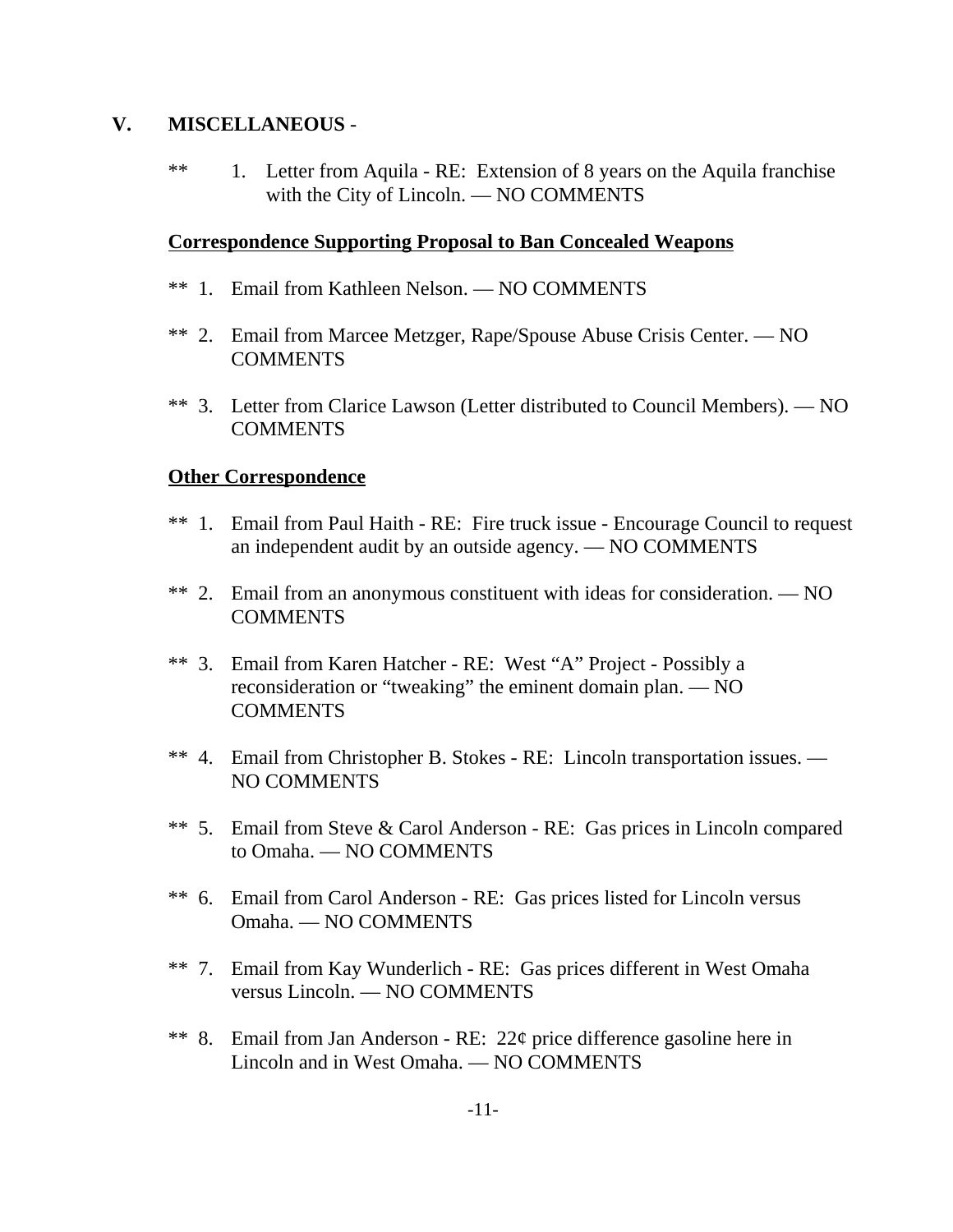## V. MISCELLANEOUS -

** 1. Letter from Aquila - RE: Extension of 8 years on the Aquila franchise with the City of Lincoln. — NO COMMENTS

**Correspondence Supporting Proposal to Ban Concealed Weapons**

** 1. Email from Kathleen Nelson. — NO COMMENTS

** 2. Email from Marcee Metzger, Rape/Spouse Abuse Crisis Center. — NO COMMENTS

** 3. Letter from Clarice Lawson (Letter distributed to Council Members). — NO COMMENTS

**Other Correspondence**

** 1. Email from Paul Haith - RE: Fire truck issue - Encourage Council to request an independent audit by an outside agency. — NO COMMENTS

** 2. Email from an anonymous constituent with ideas for consideration. — NO COMMENTS

** 3. Email from Karen Hatcher - RE: West "A" Project - Possibly a reconsideration or "tweaking" the eminent domain plan. — NO COMMENTS

** 4. Email from Christopher B. Stokes - RE: Lincoln transportation issues. — NO COMMENTS

** 5. Email from Steve & Carol Anderson - RE: Gas prices in Lincoln compared to Omaha. — NO COMMENTS

** 6. Email from Carol Anderson - RE: Gas prices listed for Lincoln versus Omaha. — NO COMMENTS

** 7. Email from Kay Wunderlich - RE: Gas prices different in West Omaha versus Lincoln. — NO COMMENTS

** 8. Email from Jan Anderson - RE: 22¢ price difference gasoline here in Lincoln and in West Omaha. — NO COMMENTS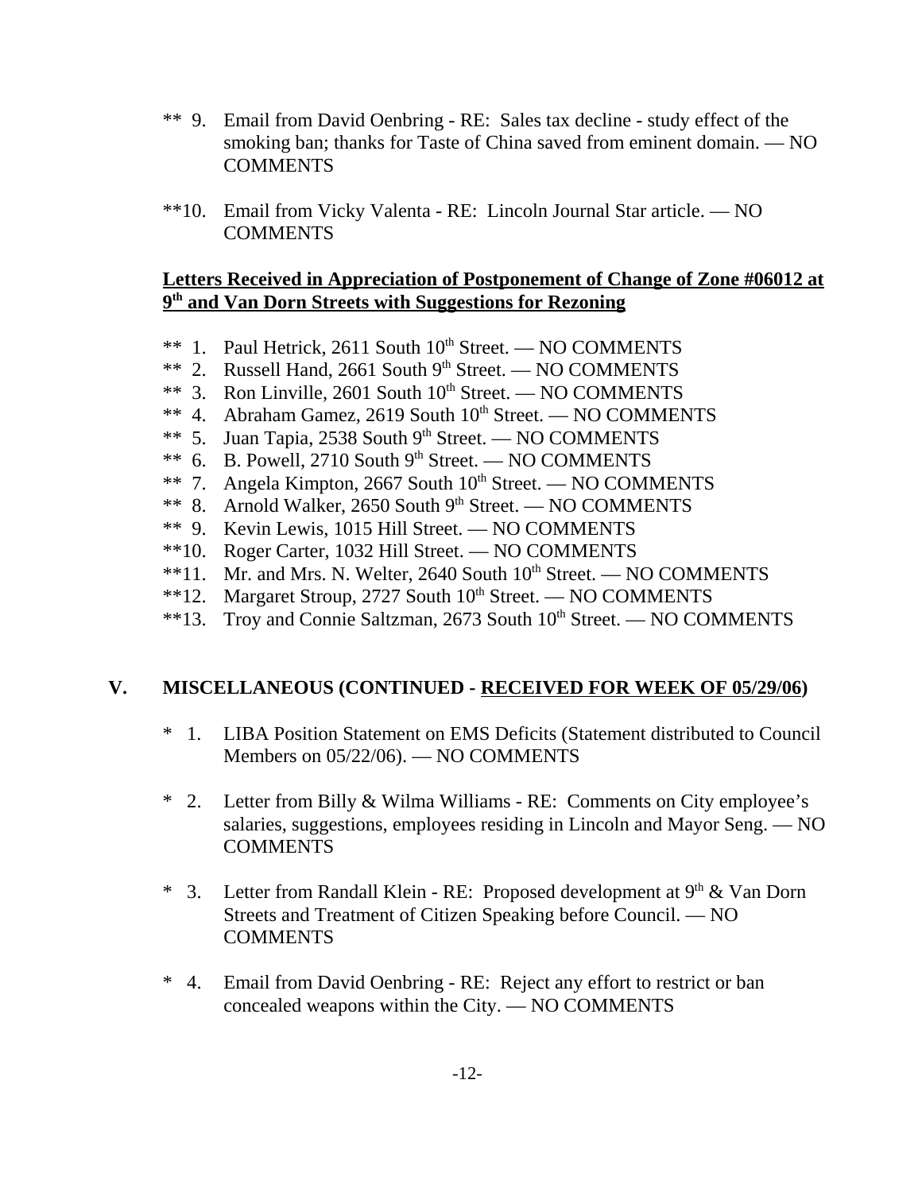** 9. Email from David Oenbring - RE: Sales tax decline - study effect of the smoking ban; thanks for Taste of China saved from eminent domain. — NO COMMENTS

**10. Email from Vicky Valenta - RE: Lincoln Journal Star article. — NO COMMENTS

**Letters Received in Appreciation of Postponement of Change of Zone #06012 at 9th and Van Dorn Streets with Suggestions for Rezoning**

** 1. Paul Hetrick, 2611 South 10th Street. — NO COMMENTS
** 2. Russell Hand, 2661 South 9th Street. — NO COMMENTS
** 3. Ron Linville, 2601 South 10th Street. — NO COMMENTS
** 4. Abraham Gamez, 2619 South 10th Street. — NO COMMENTS
** 5. Juan Tapia, 2538 South 9th Street. — NO COMMENTS
** 6. B. Powell, 2710 South 9th Street. — NO COMMENTS
** 7. Angela Kimpton, 2667 South 10th Street. — NO COMMENTS
** 8. Arnold Walker, 2650 South 9th Street. — NO COMMENTS
** 9. Kevin Lewis, 1015 Hill Street. — NO COMMENTS
**10. Roger Carter, 1032 Hill Street. — NO COMMENTS
**11. Mr. and Mrs. N. Welter, 2640 South 10th Street. — NO COMMENTS
**12. Margaret Stroup, 2727 South 10th Street. — NO COMMENTS
**13. Troy and Connie Saltzman, 2673 South 10th Street. — NO COMMENTS

## V. MISCELLANEOUS (CONTINUED - RECEIVED FOR WEEK OF 05/29/06)

* 1. LIBA Position Statement on EMS Deficits (Statement distributed to Council Members on 05/22/06). — NO COMMENTS

* 2. Letter from Billy & Wilma Williams - RE: Comments on City employee's salaries, suggestions, employees residing in Lincoln and Mayor Seng. — NO COMMENTS

* 3. Letter from Randall Klein - RE: Proposed development at 9th & Van Dorn Streets and Treatment of Citizen Speaking before Council. — NO COMMENTS

* 4. Email from David Oenbring - RE: Reject any effort to restrict or ban concealed weapons within the City. — NO COMMENTS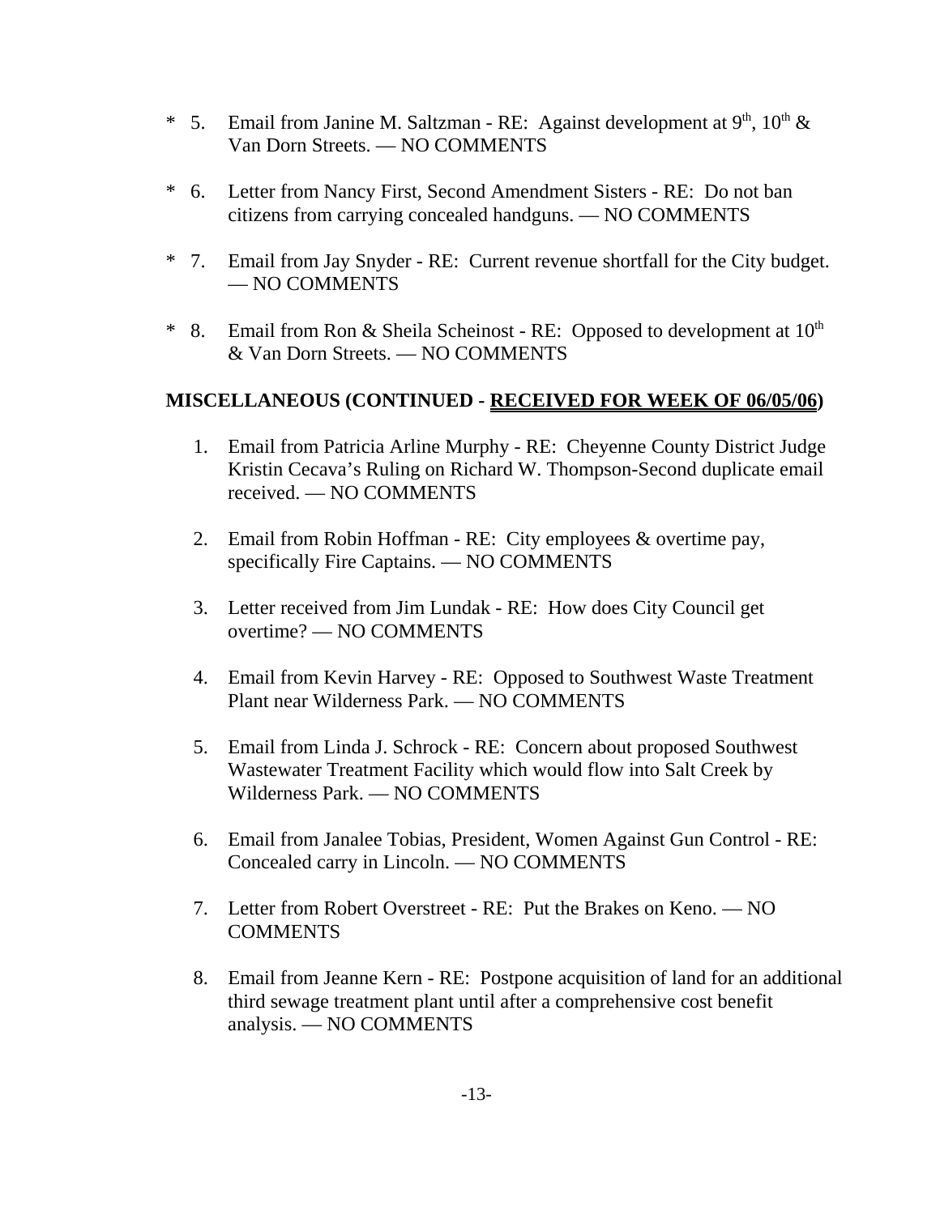\* 5. Email from Janine M. Saltzman - RE: Against development at 9th, 10th & Van Dorn Streets. — NO COMMENTS

\* 6. Letter from Nancy First, Second Amendment Sisters - RE: Do not ban citizens from carrying concealed handguns. — NO COMMENTS

\* 7. Email from Jay Snyder - RE: Current revenue shortfall for the City budget. — NO COMMENTS

\* 8. Email from Ron & Sheila Scheinost - RE: Opposed to development at 10th & Van Dorn Streets. — NO COMMENTS

**MISCELLANEOUS (CONTINUED - <u>RECEIVED FOR WEEK OF 06/05/06</u>)**

1. Email from Patricia Arline Murphy - RE: Cheyenne County District Judge Kristin Cecava's Ruling on Richard W. Thompson-Second duplicate email received. — NO COMMENTS

2. Email from Robin Hoffman - RE: City employees & overtime pay, specifically Fire Captains. — NO COMMENTS

3. Letter received from Jim Lundak - RE: How does City Council get overtime? — NO COMMENTS

4. Email from Kevin Harvey - RE: Opposed to Southwest Waste Treatment Plant near Wilderness Park. — NO COMMENTS

5. Email from Linda J. Schrock - RE: Concern about proposed Southwest Wastewater Treatment Facility which would flow into Salt Creek by Wilderness Park. — NO COMMENTS

6. Email from Janalee Tobias, President, Women Against Gun Control - RE: Concealed carry in Lincoln. — NO COMMENTS

7. Letter from Robert Overstreet - RE: Put the Brakes on Keno. — NO COMMENTS

8. Email from Jeanne Kern - RE: Postpone acquisition of land for an additional third sewage treatment plant until after a comprehensive cost benefit analysis. — NO COMMENTS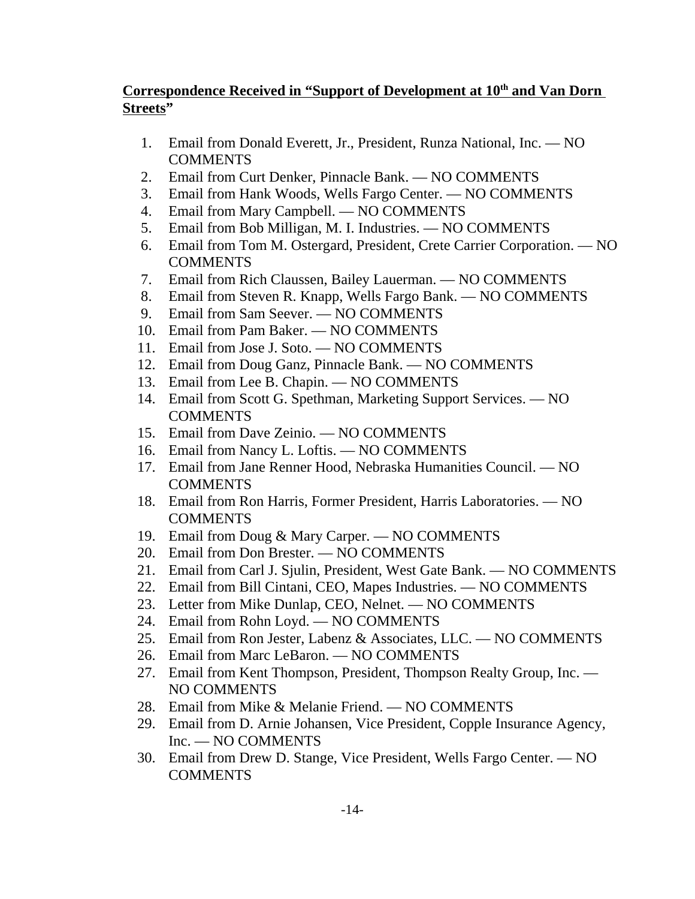**<u>Correspondence Received in "Support of Development at 10th and Van Dorn Streets</u>"**

1. Email from Donald Everett, Jr., President, Runza National, Inc. — NO COMMENTS
2. Email from Curt Denker, Pinnacle Bank. — NO COMMENTS
3. Email from Hank Woods, Wells Fargo Center. — NO COMMENTS
4. Email from Mary Campbell. — NO COMMENTS
5. Email from Bob Milligan, M. I. Industries. — NO COMMENTS
6. Email from Tom M. Ostergard, President, Crete Carrier Corporation. — NO COMMENTS
7. Email from Rich Claussen, Bailey Lauerman. — NO COMMENTS
8. Email from Steven R. Knapp, Wells Fargo Bank. — NO COMMENTS
9. Email from Sam Seever. — NO COMMENTS
10. Email from Pam Baker. — NO COMMENTS
11. Email from Jose J. Soto. — NO COMMENTS
12. Email from Doug Ganz, Pinnacle Bank. — NO COMMENTS
13. Email from Lee B. Chapin. — NO COMMENTS
14. Email from Scott G. Spethman, Marketing Support Services. — NO COMMENTS
15. Email from Dave Zeinio. — NO COMMENTS
16. Email from Nancy L. Loftis. — NO COMMENTS
17. Email from Jane Renner Hood, Nebraska Humanities Council. — NO COMMENTS
18. Email from Ron Harris, Former President, Harris Laboratories. — NO COMMENTS
19. Email from Doug & Mary Carper. — NO COMMENTS
20. Email from Don Brester. — NO COMMENTS
21. Email from Carl J. Sjulin, President, West Gate Bank. — NO COMMENTS
22. Email from Bill Cintani, CEO, Mapes Industries. — NO COMMENTS
23. Letter from Mike Dunlap, CEO, Nelnet. — NO COMMENTS
24. Email from Rohn Loyd. — NO COMMENTS
25. Email from Ron Jester, Labenz & Associates, LLC. — NO COMMENTS
26. Email from Marc LeBaron. — NO COMMENTS
27. Email from Kent Thompson, President, Thompson Realty Group, Inc. — NO COMMENTS
28. Email from Mike & Melanie Friend. — NO COMMENTS
29. Email from D. Arnie Johansen, Vice President, Copple Insurance Agency, Inc. — NO COMMENTS
30. Email from Drew D. Stange, Vice President, Wells Fargo Center. — NO COMMENTS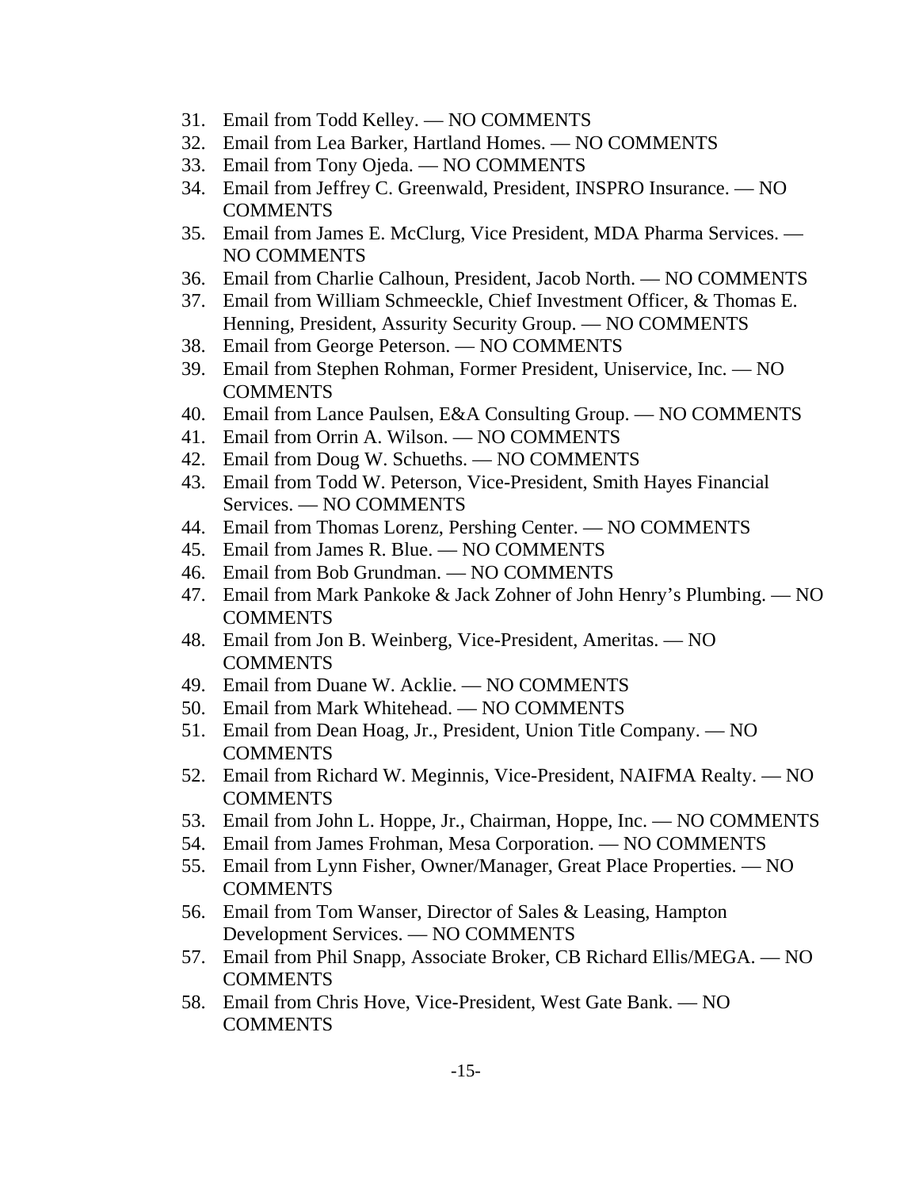31. Email from Todd Kelley. — NO COMMENTS
32. Email from Lea Barker, Hartland Homes. — NO COMMENTS
33. Email from Tony Ojeda. — NO COMMENTS
34. Email from Jeffrey C. Greenwald, President, INSPRO Insurance. — NO COMMENTS
35. Email from James E. McClurg, Vice President, MDA Pharma Services. — NO COMMENTS
36. Email from Charlie Calhoun, President, Jacob North. — NO COMMENTS
37. Email from William Schmeeckle, Chief Investment Officer, & Thomas E. Henning, President, Assurity Security Group. — NO COMMENTS
38. Email from George Peterson. — NO COMMENTS
39. Email from Stephen Rohman, Former President, Uniservice, Inc. — NO COMMENTS
40. Email from Lance Paulsen, E&A Consulting Group. — NO COMMENTS
41. Email from Orrin A. Wilson. — NO COMMENTS
42. Email from Doug W. Schueths. — NO COMMENTS
43. Email from Todd W. Peterson, Vice-President, Smith Hayes Financial Services. — NO COMMENTS
44. Email from Thomas Lorenz, Pershing Center. — NO COMMENTS
45. Email from James R. Blue. — NO COMMENTS
46. Email from Bob Grundman. — NO COMMENTS
47. Email from Mark Pankoke & Jack Zohner of John Henry's Plumbing. — NO COMMENTS
48. Email from Jon B. Weinberg, Vice-President, Ameritas. — NO COMMENTS
49. Email from Duane W. Acklie. — NO COMMENTS
50. Email from Mark Whitehead. — NO COMMENTS
51. Email from Dean Hoag, Jr., President, Union Title Company. — NO COMMENTS
52. Email from Richard W. Meginnis, Vice-President, NAIFMA Realty. — NO COMMENTS
53. Email from John L. Hoppe, Jr., Chairman, Hoppe, Inc. — NO COMMENTS
54. Email from James Frohman, Mesa Corporation. — NO COMMENTS
55. Email from Lynn Fisher, Owner/Manager, Great Place Properties. — NO COMMENTS
56. Email from Tom Wanser, Director of Sales & Leasing, Hampton Development Services. — NO COMMENTS
57. Email from Phil Snapp, Associate Broker, CB Richard Ellis/MEGA. — NO COMMENTS
58. Email from Chris Hove, Vice-President, West Gate Bank. — NO COMMENTS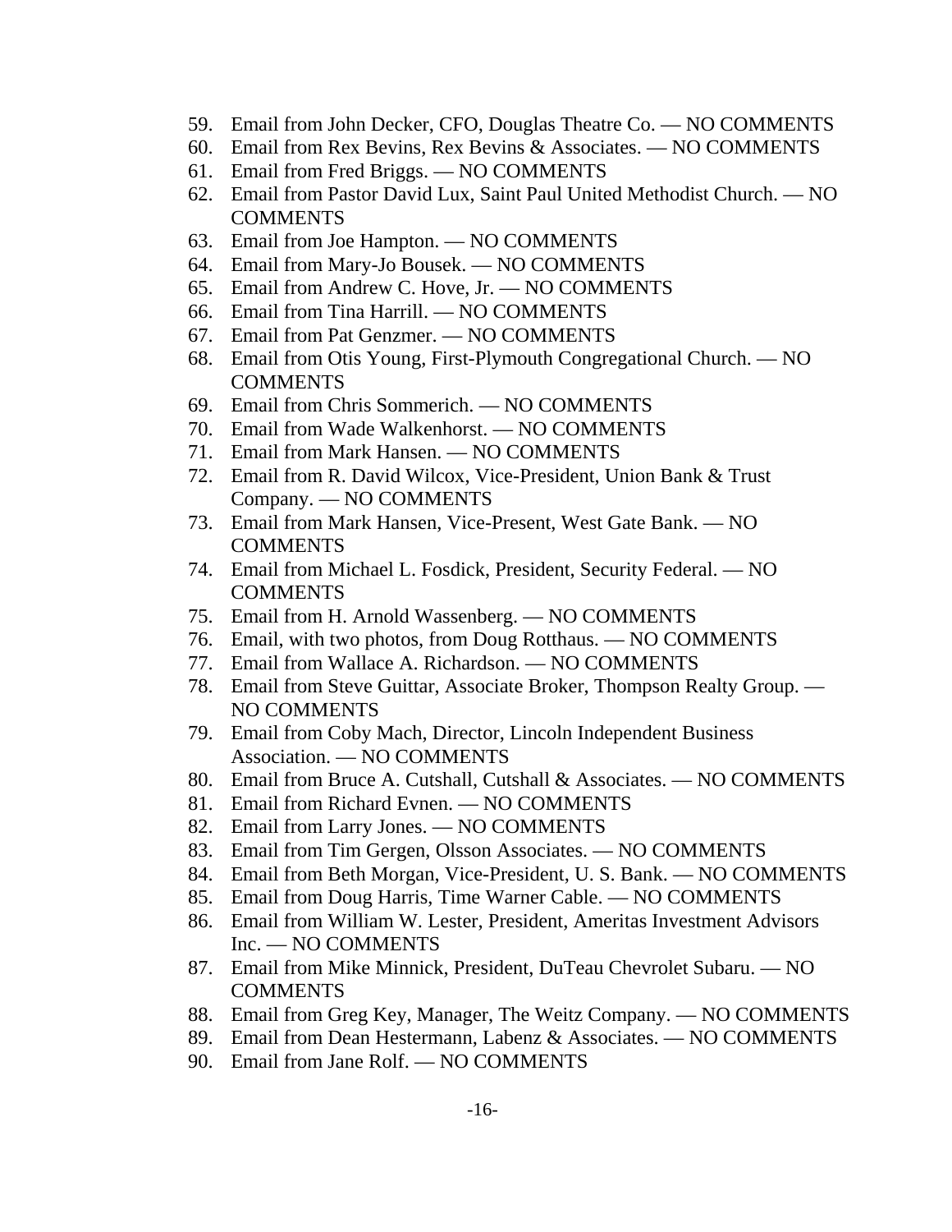59. Email from John Decker, CFO, Douglas Theatre Co. — NO COMMENTS
60. Email from Rex Bevins, Rex Bevins & Associates. — NO COMMENTS
61. Email from Fred Briggs. — NO COMMENTS
62. Email from Pastor David Lux, Saint Paul United Methodist Church. — NO COMMENTS
63. Email from Joe Hampton. — NO COMMENTS
64. Email from Mary-Jo Bousek. — NO COMMENTS
65. Email from Andrew C. Hove, Jr. — NO COMMENTS
66. Email from Tina Harrill. — NO COMMENTS
67. Email from Pat Genzmer. — NO COMMENTS
68. Email from Otis Young, First-Plymouth Congregational Church. — NO COMMENTS
69. Email from Chris Sommerich. — NO COMMENTS
70. Email from Wade Walkenhorst. — NO COMMENTS
71. Email from Mark Hansen. — NO COMMENTS
72. Email from R. David Wilcox, Vice-President, Union Bank & Trust Company. — NO COMMENTS
73. Email from Mark Hansen, Vice-Present, West Gate Bank. — NO COMMENTS
74. Email from Michael L. Fosdick, President, Security Federal. — NO COMMENTS
75. Email from H. Arnold Wassenberg. — NO COMMENTS
76. Email, with two photos, from Doug Rotthaus. — NO COMMENTS
77. Email from Wallace A. Richardson. — NO COMMENTS
78. Email from Steve Guittar, Associate Broker, Thompson Realty Group. — NO COMMENTS
79. Email from Coby Mach, Director, Lincoln Independent Business Association. — NO COMMENTS
80. Email from Bruce A. Cutshall, Cutshall & Associates. — NO COMMENTS
81. Email from Richard Evnen. — NO COMMENTS
82. Email from Larry Jones. — NO COMMENTS
83. Email from Tim Gergen, Olsson Associates. — NO COMMENTS
84. Email from Beth Morgan, Vice-President, U. S. Bank. — NO COMMENTS
85. Email from Doug Harris, Time Warner Cable. — NO COMMENTS
86. Email from William W. Lester, President, Ameritas Investment Advisors Inc. — NO COMMENTS
87. Email from Mike Minnick, President, DuTeau Chevrolet Subaru. — NO COMMENTS
88. Email from Greg Key, Manager, The Weitz Company. — NO COMMENTS
89. Email from Dean Hestermann, Labenz & Associates. — NO COMMENTS
90. Email from Jane Rolf. — NO COMMENTS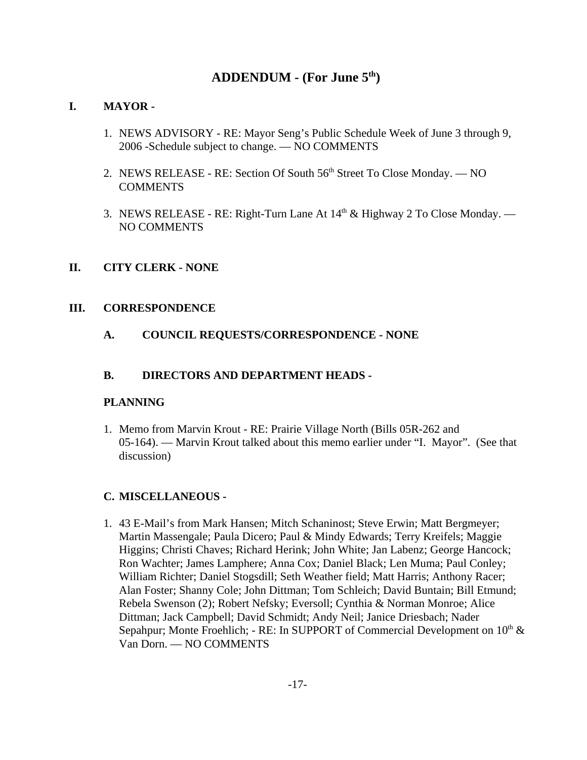# ADDENDUM - (For June 5th)

## I. MAYOR -

1. NEWS ADVISORY - RE: Mayor Seng's Public Schedule Week of June 3 through 9, 2006 -Schedule subject to change. — NO COMMENTS

2. NEWS RELEASE - RE: Section Of South 56th Street To Close Monday. — NO COMMENTS

3. NEWS RELEASE - RE: Right-Turn Lane At 14th & Highway 2 To Close Monday. — NO COMMENTS

## II. CITY CLERK - NONE

## III. CORRESPONDENCE

### A. COUNCIL REQUESTS/CORRESPONDENCE - NONE

### B. DIRECTORS AND DEPARTMENT HEADS -

**PLANNING**

1. Memo from Marvin Krout - RE: Prairie Village North (Bills 05R-262 and 05-164). — Marvin Krout talked about this memo earlier under "I. Mayor". (See that discussion)

### C. MISCELLANEOUS -

1. 43 E-Mail's from Mark Hansen; Mitch Schaninost; Steve Erwin; Matt Bergmeyer; Martin Massengale; Paula Dicero; Paul & Mindy Edwards; Terry Kreifels; Maggie Higgins; Christi Chaves; Richard Herink; John White; Jan Labenz; George Hancock; Ron Wachter; James Lamphere; Anna Cox; Daniel Black; Len Muma; Paul Conley; William Richter; Daniel Stogsdill; Seth Weather field; Matt Harris; Anthony Racer; Alan Foster; Shanny Cole; John Dittman; Tom Schleich; David Buntain; Bill Etmund; Rebela Swenson (2); Robert Nefsky; Eversoll; Cynthia & Norman Monroe; Alice Dittman; Jack Campbell; David Schmidt; Andy Neil; Janice Driesbach; Nader Sepahpur; Monte Froehlich; - RE: In SUPPORT of Commercial Development on 10th & Van Dorn. — NO COMMENTS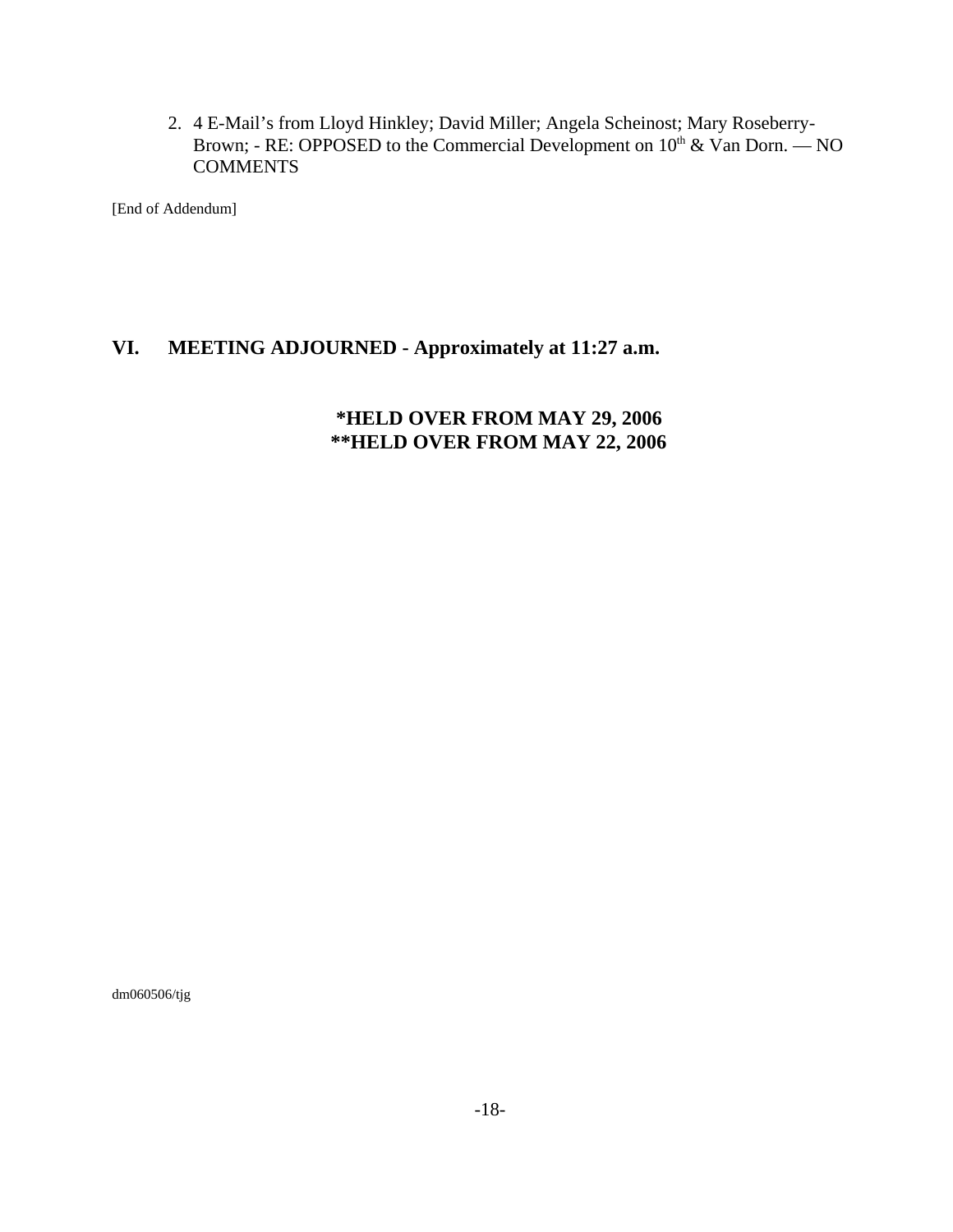2. 4 E-Mail's from Lloyd Hinkley; David Miller; Angela Scheinost; Mary Roseberry-Brown; - RE: OPPOSED to the Commercial Development on 10th & Van Dorn. — NO COMMENTS

[End of Addendum]

## VI. MEETING ADJOURNED - Approximately at 11:27 a.m.

**\*HELD OVER FROM MAY 29, 2006**
**\*\*HELD OVER FROM MAY 22, 2006**

dm060506/tjg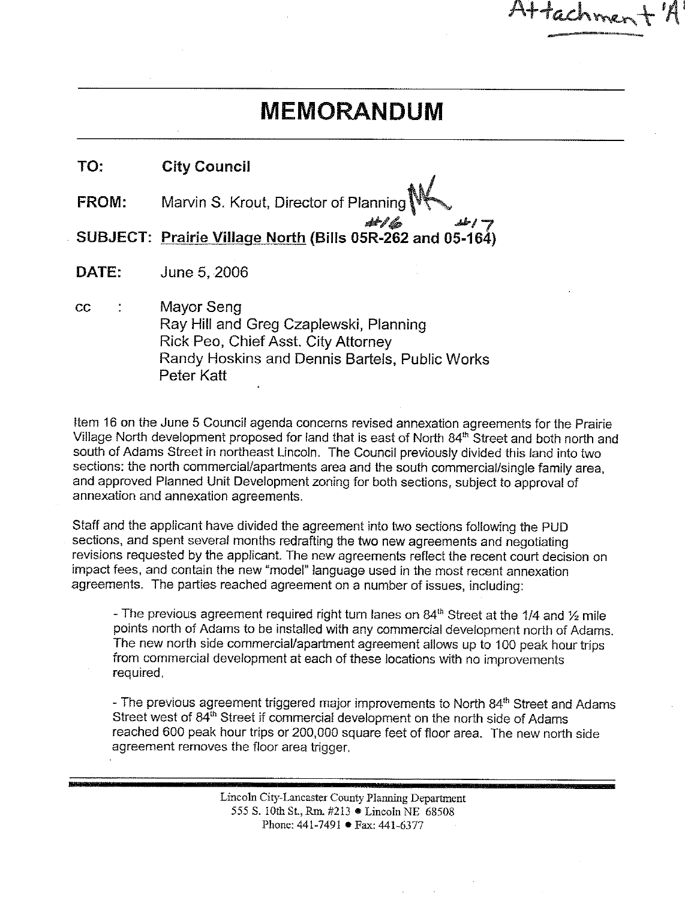Attachment 'A'

# MEMORANDUM

**TO:** **City Council**

**FROM:** Marvin S. Krout, Director of Planning MK

**SUBJECT:** **Prairie Village North (Bills 05R-262 and 05-164)** #16 #17

**DATE:** June 5, 2006

cc : Mayor Seng
Ray Hill and Greg Czaplewski, Planning
Rick Peo, Chief Asst. City Attorney
Randy Hoskins and Dennis Bartels, Public Works
Peter Katt

Item 16 on the June 5 Council agenda concerns revised annexation agreements for the Prairie Village North development proposed for land that is east of North 84th Street and both north and south of Adams Street in northeast Lincoln. The Council previously divided this land into two sections: the north commercial/apartments area and the south commercial/single family area, and approved Planned Unit Development zoning for both sections, subject to approval of annexation and annexation agreements.

Staff and the applicant have divided the agreement into two sections following the PUD sections, and spent several months redrafting the two new agreements and negotiating revisions requested by the applicant. The new agreements reflect the recent court decision on impact fees, and contain the new "model" language used in the most recent annexation agreements. The parties reached agreement on a number of issues, including:

- The previous agreement required right turn lanes on 84th Street at the 1/4 and ½ mile points north of Adams to be installed with any commercial development north of Adams. The new north side commercial/apartment agreement allows up to 100 peak hour trips from commercial development at each of these locations with no improvements required.

- The previous agreement triggered major improvements to North 84th Street and Adams Street west of 84th Street if commercial development on the north side of Adams reached 600 peak hour trips or 200,000 square feet of floor area. The new north side agreement removes the floor area trigger.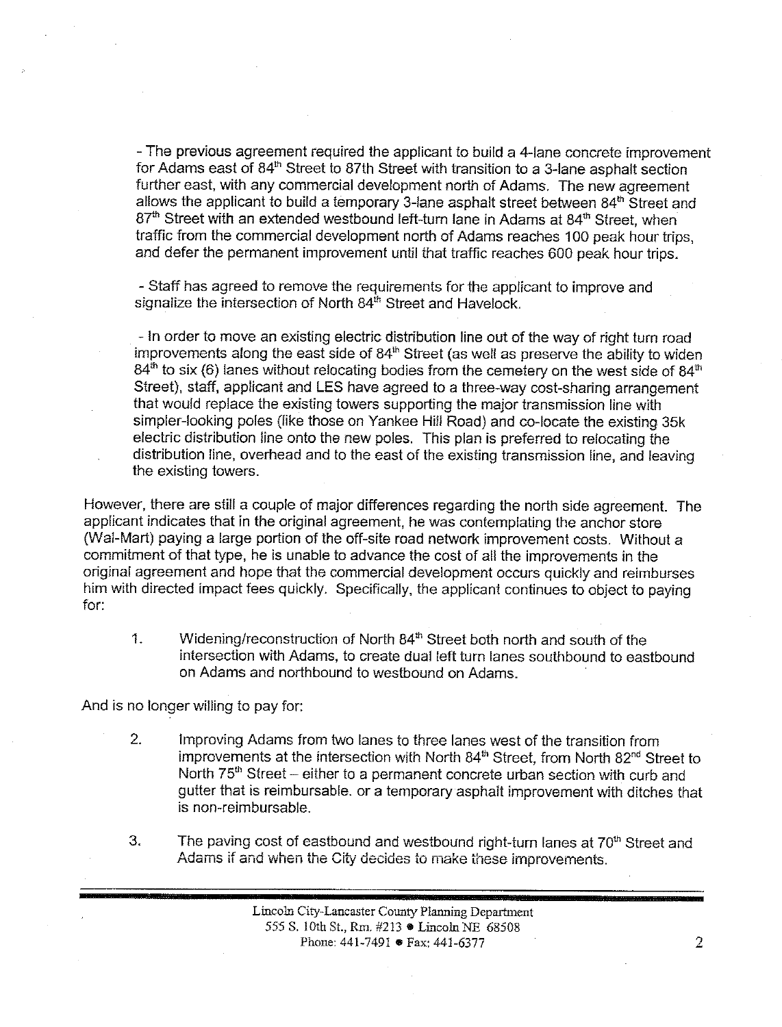- The previous agreement required the applicant to build a 4-lane concrete improvement for Adams east of 84th Street to 87th Street with transition to a 3-lane asphalt section further east, with any commercial development north of Adams. The new agreement allows the applicant to build a temporary 3-lane asphalt street between 84th Street and 87th Street with an extended westbound left-turn lane in Adams at 84th Street, when traffic from the commercial development north of Adams reaches 100 peak hour trips, and defer the permanent improvement until that traffic reaches 600 peak hour trips.

- Staff has agreed to remove the requirements for the applicant to improve and signalize the intersection of North 84th Street and Havelock.

- In order to move an existing electric distribution line out of the way of right turn road improvements along the east side of 84th Street (as well as preserve the ability to widen 84th to six (6) lanes without relocating bodies from the cemetery on the west side of 84th Street), staff, applicant and LES have agreed to a three-way cost-sharing arrangement that would replace the existing towers supporting the major transmission line with simpler-looking poles (like those on Yankee Hill Road) and co-locate the existing 35k electric distribution line onto the new poles. This plan is preferred to relocating the distribution line, overhead and to the east of the existing transmission line, and leaving the existing towers.

However, there are still a couple of major differences regarding the north side agreement. The applicant indicates that in the original agreement, he was contemplating the anchor store (Wal-Mart) paying a large portion of the off-site road network improvement costs. Without a commitment of that type, he is unable to advance the cost of all the improvements in the original agreement and hope that the commercial development occurs quickly and reimburses him with directed impact fees quickly. Specifically, the applicant continues to object to paying for:

1. Widening/reconstruction of North 84th Street both north and south of the intersection with Adams, to create dual left turn lanes southbound to eastbound on Adams and northbound to westbound on Adams.

And is no longer willing to pay for:

2. Improving Adams from two lanes to three lanes west of the transition from improvements at the intersection with North 84th Street, from North 82nd Street to North 75th Street – either to a permanent concrete urban section with curb and gutter that is reimbursable. or a temporary asphalt improvement with ditches that is non-reimbursable.

3. The paving cost of eastbound and westbound right-turn lanes at 70th Street and Adams if and when the City decides to make these improvements.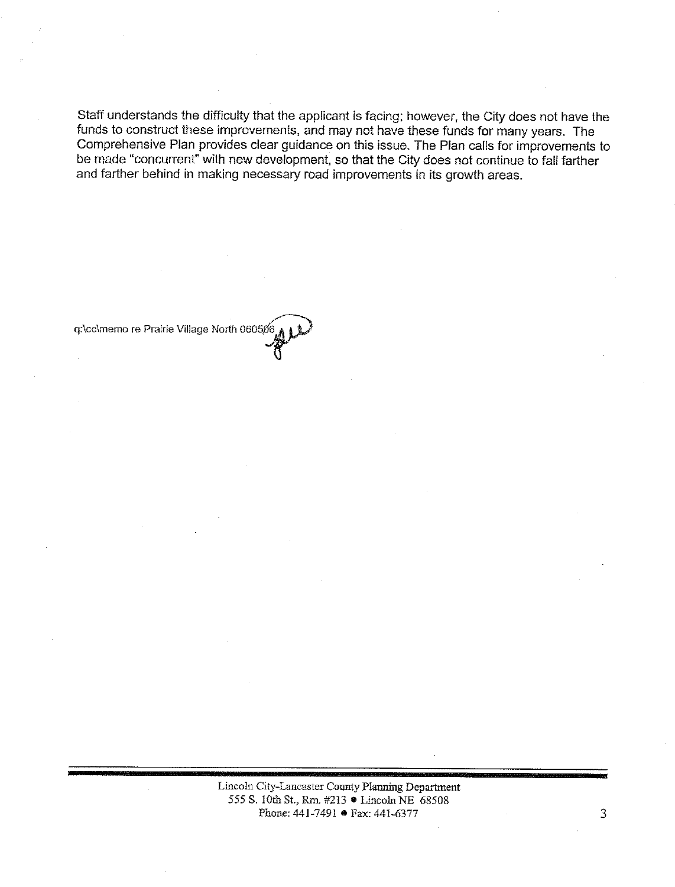Staff understands the difficulty that the applicant is facing; however, the City does not have the funds to construct these improvements, and may not have these funds for many years. The Comprehensive Plan provides clear guidance on this issue. The Plan calls for improvements to be made "concurrent" with new development, so that the City does not continue to fall farther and farther behind in making necessary road improvements in its growth areas.

q:\cc\memo re Prairie Village North 060506

Lincoln City-Lancaster County Planning Department
555 S. 10th St., Rm. #213 • Lincoln NE 68508
Phone: 441-7491 • Fax: 441-6377